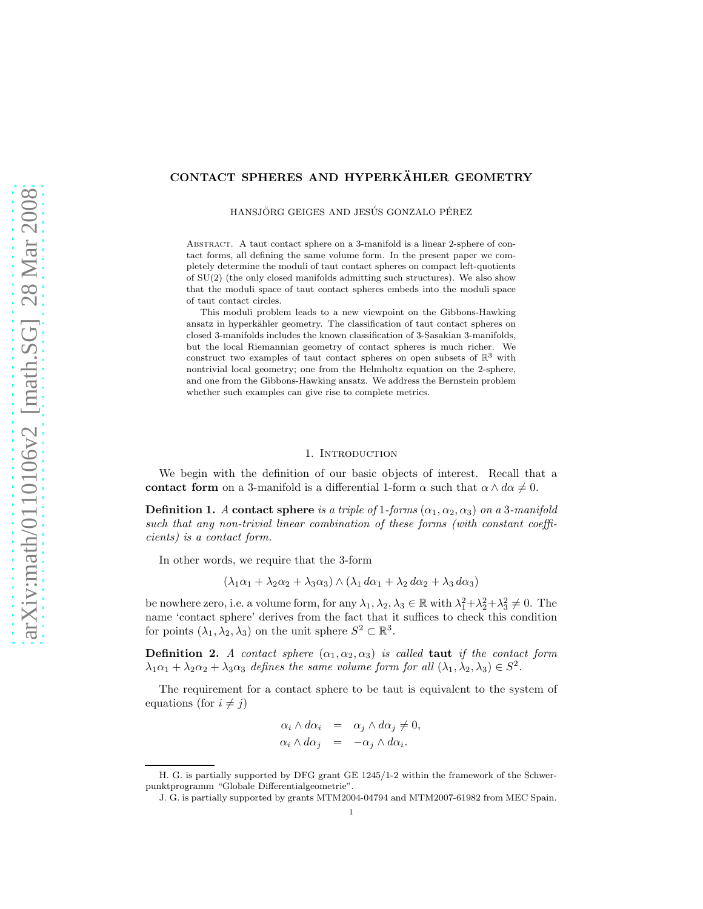# CONTACT SPHERES AND HYPERKÄHLER GEOMETRY

HANSJÖRG GEIGES AND JESÚS GONZALO PÉREZ

Abstract. A taut contact sphere on a 3-manifold is a linear 2-sphere of contact forms, all defining the same volume form. In the present paper we completely determine the moduli of taut contact spheres on compact left-quotients of SU(2) (the only closed manifolds admitting such structures). We also show that the moduli space of taut contact spheres embeds into the moduli space of taut contact circles.

This moduli problem leads to a new viewpoint on the Gibbons-Hawking ansatz in hyperkähler geometry. The classification of taut contact spheres on closed 3-manifolds includes the known classification of 3-Sasakian 3-manifolds, but the local Riemannian geometry of contact spheres is much richer. We construct two examples of taut contact spheres on open subsets of $\mathbb{R}^3$ with nontrivial local geometry; one from the Helmholtz equation on the 2-sphere, and one from the Gibbons-Hawking ansatz. We address the Bernstein problem whether such examples can give rise to complete metrics.

## 1. Introduction

We begin with the definition of our basic objects of interest. Recall that a **contact form** on a 3-manifold is a differential 1-form $\alpha$ such that $\alpha \wedge d\alpha \neq 0$.

**Definition 1.** *A* **contact sphere** *is a triple of* 1*-forms* $(\alpha_1, \alpha_2, \alpha_3)$ *on a* 3*-manifold such that any non-trivial linear combination of these forms (with constant coefficients) is a contact form.*

In other words, we require that the 3-form

$$(\lambda_1\alpha_1 + \lambda_2\alpha_2 + \lambda_3\alpha_3) \wedge (\lambda_1\, d\alpha_1 + \lambda_2\, d\alpha_2 + \lambda_3\, d\alpha_3)$$

be nowhere zero, i.e. a volume form, for any $\lambda_1, \lambda_2, \lambda_3 \in \mathbb{R}$ with $\lambda_1^2+\lambda_2^2+\lambda_3^2 \neq 0$. The name 'contact sphere' derives from the fact that it suffices to check this condition for points $(\lambda_1, \lambda_2, \lambda_3)$ on the unit sphere $S^2 \subset \mathbb{R}^3$.

**Definition 2.** *A contact sphere* $(\alpha_1, \alpha_2, \alpha_3)$ *is called* **taut** *if the contact form* $\lambda_1\alpha_1 + \lambda_2\alpha_2 + \lambda_3\alpha_3$ *defines the same volume form for all* $(\lambda_1, \lambda_2, \lambda_3) \in S^2$.

The requirement for a contact sphere to be taut is equivalent to the system of equations (for $i \neq j$)

$$\begin{aligned}
\alpha_i \wedge d\alpha_i &= \alpha_j \wedge d\alpha_j \neq 0, \\
\alpha_i \wedge d\alpha_j &= -\alpha_j \wedge d\alpha_i.
\end{aligned}$$

H. G. is partially supported by DFG grant GE 1245/1-2 within the framework of the Schwerpunktprogramm "Globale Differentialgeometrie".

J. G. is partially supported by grants MTM2004-04794 and MTM2007-61982 from MEC Spain.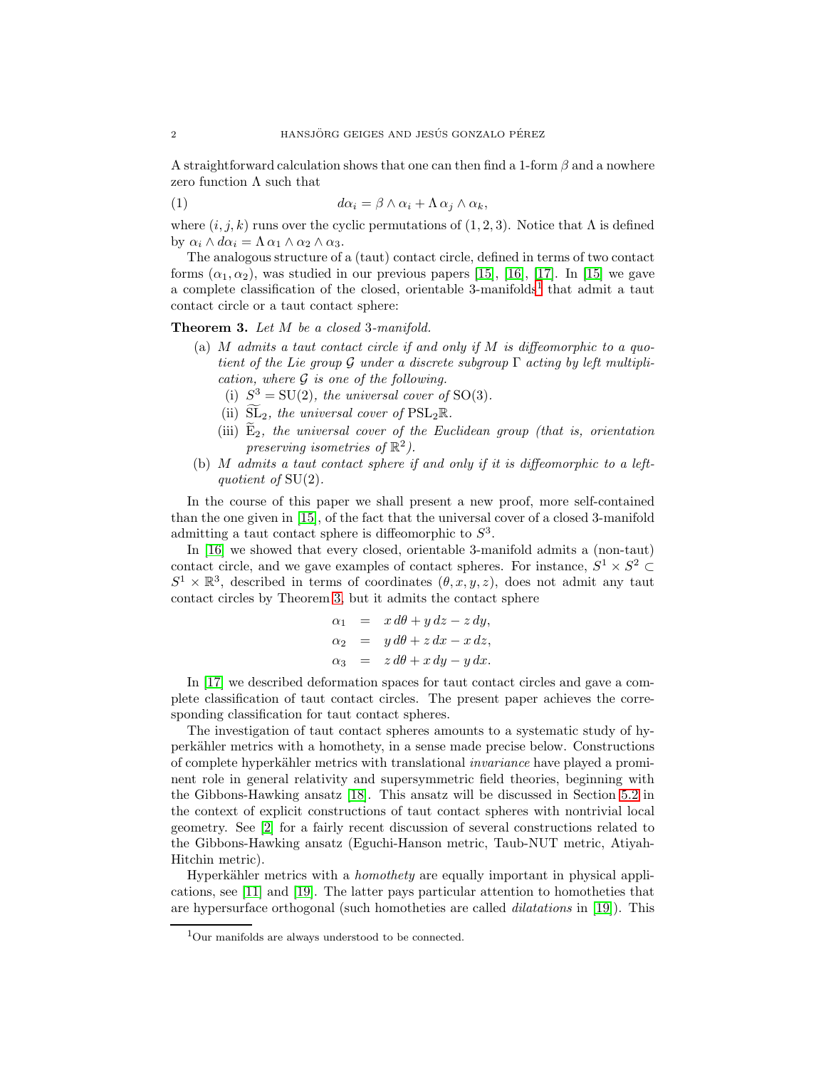A straightforward calculation shows that one can then find a 1-form $\beta$ and a nowhere zero function $\Lambda$ such that

$$d\alpha_i = \beta \wedge \alpha_i + \Lambda\, \alpha_j \wedge \alpha_k, \tag{1}$$

where $(i,j,k)$ runs over the cyclic permutations of $(1,2,3)$. Notice that $\Lambda$ is defined by $\alpha_i \wedge d\alpha_i = \Lambda\, \alpha_1 \wedge \alpha_2 \wedge \alpha_3$.

The analogous structure of a (taut) contact circle, defined in terms of two contact forms $(\alpha_1, \alpha_2)$, was studied in our previous papers [15], [16], [17]. In [15] we gave a complete classification of the closed, orientable 3-manifolds[1] that admit a taut contact circle or a taut contact sphere:

**Theorem 3.** *Let $M$ be a closed 3-manifold.*

- (a) *$M$ admits a taut contact circle if and only if $M$ is diffeomorphic to a quotient of the Lie group $\mathcal{G}$ under a discrete subgroup $\Gamma$ acting by left multiplication, where $\mathcal{G}$ is one of the following.*
  - (i) *$S^3 = \mathrm{SU}(2)$, the universal cover of $\mathrm{SO}(3)$.*
  - (ii) *$\widetilde{\mathrm{SL}}_2$, the universal cover of $\mathrm{PSL}_2\mathbb{R}$.*
  - (iii) *$\widetilde{\mathrm{E}}_2$, the universal cover of the Euclidean group (that is, orientation preserving isometries of $\mathbb{R}^2$).*
- (b) *$M$ admits a taut contact sphere if and only if it is diffeomorphic to a left-quotient of $\mathrm{SU}(2)$.*

In the course of this paper we shall present a new proof, more self-contained than the one given in [15], of the fact that the universal cover of a closed 3-manifold admitting a taut contact sphere is diffeomorphic to $S^3$.

In [16] we showed that every closed, orientable 3-manifold admits a (non-taut) contact circle, and we gave examples of contact spheres. For instance, $S^1 \times S^2 \subset S^1 \times \mathbb{R}^3$, described in terms of coordinates $(\theta, x, y, z)$, does not admit any taut contact circles by Theorem 3, but it admits the contact sphere

$$\begin{aligned} \alpha_1 &= x\, d\theta + y\, dz - z\, dy, \\ \alpha_2 &= y\, d\theta + z\, dx - x\, dz, \\ \alpha_3 &= z\, d\theta + x\, dy - y\, dx. \end{aligned}$$

In [17] we described deformation spaces for taut contact circles and gave a complete classification of taut contact circles. The present paper achieves the corresponding classification for taut contact spheres.

The investigation of taut contact spheres amounts to a systematic study of hyperkähler metrics with a homothety, in a sense made precise below. Constructions of complete hyperkähler metrics with translational *invariance* have played a prominent role in general relativity and supersymmetric field theories, beginning with the Gibbons-Hawking ansatz [18]. This ansatz will be discussed in Section 5.2 in the context of explicit constructions of taut contact spheres with nontrivial local geometry. See [2] for a fairly recent discussion of several constructions related to the Gibbons-Hawking ansatz (Eguchi-Hanson metric, Taub-NUT metric, Atiyah-Hitchin metric).

Hyperkähler metrics with a *homothety* are equally important in physical applications, see [11] and [19]. The latter pays particular attention to homotheties that are hypersurface orthogonal (such homotheties are called *dilatations* in [19]). This

[1] Our manifolds are always understood to be connected.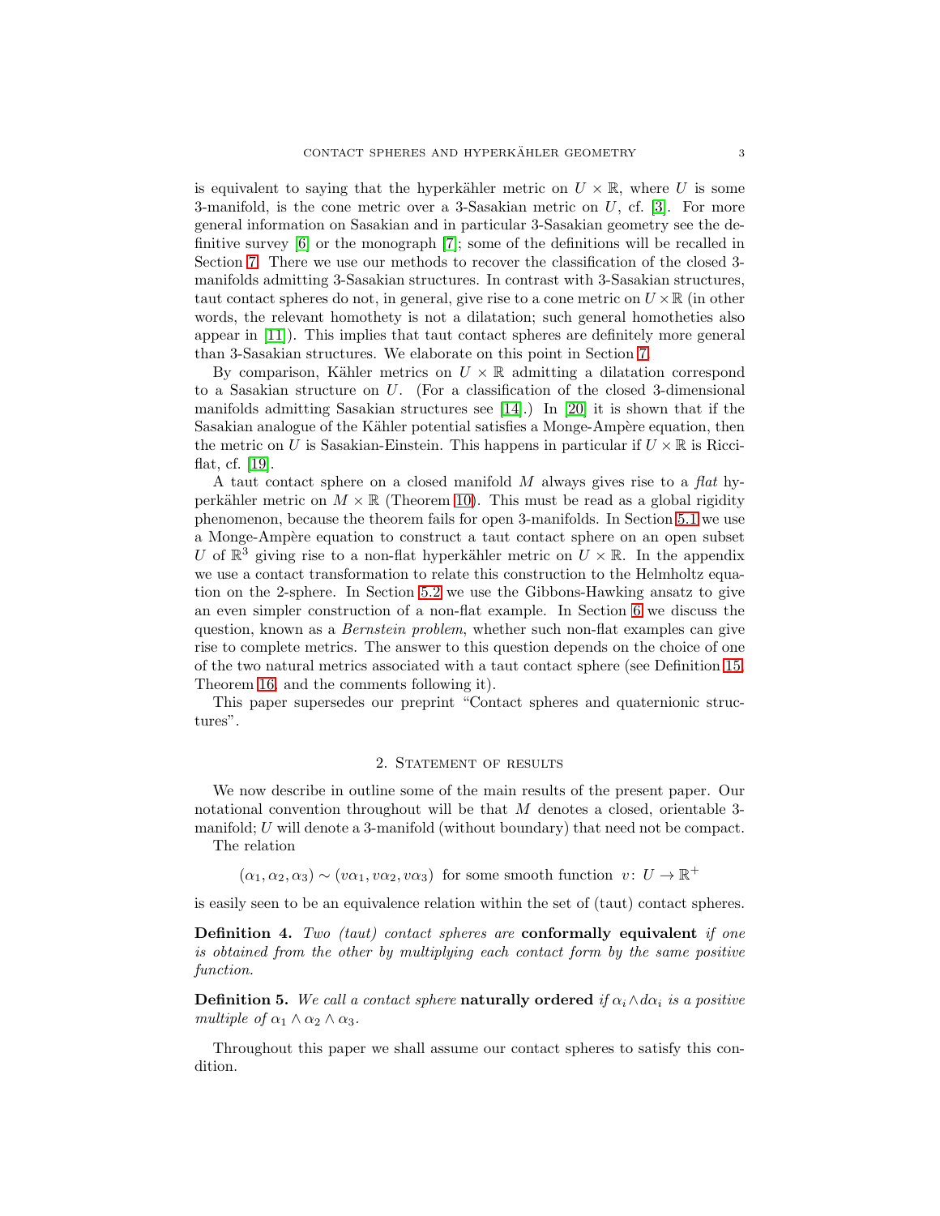is equivalent to saying that the hyperkähler metric on $U \times \mathbb{R}$, where $U$ is some 3-manifold, is the cone metric over a 3-Sasakian metric on $U$, cf. [3]. For more general information on Sasakian and in particular 3-Sasakian geometry see the definitive survey [6] or the monograph [7]; some of the definitions will be recalled in Section 7. There we use our methods to recover the classification of the closed 3-manifolds admitting 3-Sasakian structures. In contrast with 3-Sasakian structures, taut contact spheres do not, in general, give rise to a cone metric on $U \times \mathbb{R}$ (in other words, the relevant homothety is not a dilatation; such general homotheties also appear in [11]). This implies that taut contact spheres are definitely more general than 3-Sasakian structures. We elaborate on this point in Section 7.

By comparison, Kähler metrics on $U \times \mathbb{R}$ admitting a dilatation correspond to a Sasakian structure on $U$. (For a classification of the closed 3-dimensional manifolds admitting Sasakian structures see [14].) In [20] it is shown that if the Sasakian analogue of the Kähler potential satisfies a Monge-Ampère equation, then the metric on $U$ is Sasakian-Einstein. This happens in particular if $U \times \mathbb{R}$ is Ricci-flat, cf. [19].

A taut contact sphere on a closed manifold $M$ always gives rise to a *flat* hyperkähler metric on $M \times \mathbb{R}$ (Theorem 10). This must be read as a global rigidity phenomenon, because the theorem fails for open 3-manifolds. In Section 5.1 we use a Monge-Ampère equation to construct a taut contact sphere on an open subset $U$ of $\mathbb{R}^3$ giving rise to a non-flat hyperkähler metric on $U \times \mathbb{R}$. In the appendix we use a contact transformation to relate this construction to the Helmholtz equation on the 2-sphere. In Section 5.2 we use the Gibbons-Hawking ansatz to give an even simpler construction of a non-flat example. In Section 6 we discuss the question, known as a *Bernstein problem*, whether such non-flat examples can give rise to complete metrics. The answer to this question depends on the choice of one of the two natural metrics associated with a taut contact sphere (see Definition 15, Theorem 16, and the comments following it).

This paper supersedes our preprint "Contact spheres and quaternionic structures".

## 2. Statement of results

We now describe in outline some of the main results of the present paper. Our notational convention throughout will be that $M$ denotes a closed, orientable 3-manifold; $U$ will denote a 3-manifold (without boundary) that need not be compact.

The relation

$$(\alpha_1, \alpha_2, \alpha_3) \sim (v\alpha_1, v\alpha_2, v\alpha_3) \text{ for some smooth function } v\colon U \to \mathbb{R}^+$$

is easily seen to be an equivalence relation within the set of (taut) contact spheres.

**Definition 4.** *Two (taut) contact spheres are* **conformally equivalent** *if one is obtained from the other by multiplying each contact form by the same positive function.*

**Definition 5.** *We call a contact sphere* **naturally ordered** *if $\alpha_i \wedge d\alpha_i$ is a positive multiple of $\alpha_1 \wedge \alpha_2 \wedge \alpha_3$.*

Throughout this paper we shall assume our contact spheres to satisfy this condition.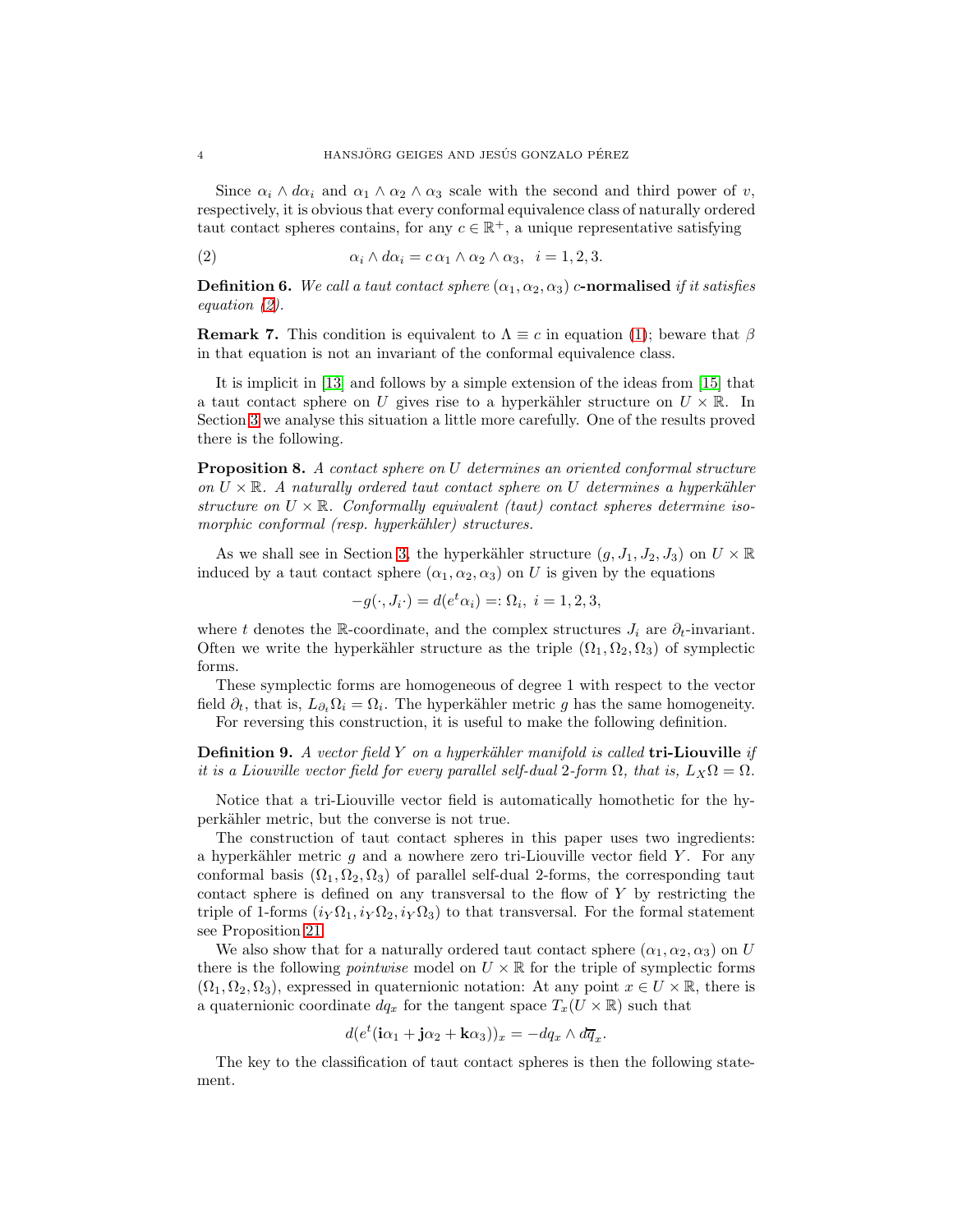Since $\alpha_i \wedge d\alpha_i$ and $\alpha_1 \wedge \alpha_2 \wedge \alpha_3$ scale with the second and third power of $v$, respectively, it is obvious that every conformal equivalence class of naturally ordered taut contact spheres contains, for any $c \in \mathbb{R}^+$, a unique representative satisfying

$$\alpha_i \wedge d\alpha_i = c\, \alpha_1 \wedge \alpha_2 \wedge \alpha_3, \quad i = 1, 2, 3. \tag{2}$$

**Definition 6.** *We call a taut contact sphere $(\alpha_1, \alpha_2, \alpha_3)$ $c$-**normalised** if it satisfies equation (2).*

**Remark 7.** This condition is equivalent to $\Lambda \equiv c$ in equation (1); beware that $\beta$ in that equation is not an invariant of the conformal equivalence class.

It is implicit in [13] and follows by a simple extension of the ideas from [15] that a taut contact sphere on $U$ gives rise to a hyperkähler structure on $U \times \mathbb{R}$. In Section 3 we analyse this situation a little more carefully. One of the results proved there is the following.

**Proposition 8.** *A contact sphere on $U$ determines an oriented conformal structure on $U \times \mathbb{R}$. A naturally ordered taut contact sphere on $U$ determines a hyperkähler structure on $U \times \mathbb{R}$. Conformally equivalent (taut) contact spheres determine isomorphic conformal (resp. hyperkähler) structures.*

As we shall see in Section 3, the hyperkähler structure $(g, J_1, J_2, J_3)$ on $U \times \mathbb{R}$ induced by a taut contact sphere $(\alpha_1, \alpha_2, \alpha_3)$ on $U$ is given by the equations

$$-g(\cdot, J_i \cdot) = d(e^t \alpha_i) =: \Omega_i, \ i = 1, 2, 3,$$

where $t$ denotes the $\mathbb{R}$-coordinate, and the complex structures $J_i$ are $\partial_t$-invariant. Often we write the hyperkähler structure as the triple $(\Omega_1, \Omega_2, \Omega_3)$ of symplectic forms.

These symplectic forms are homogeneous of degree 1 with respect to the vector field $\partial_t$, that is, $L_{\partial_t} \Omega_i = \Omega_i$. The hyperkähler metric $g$ has the same homogeneity.

For reversing this construction, it is useful to make the following definition.

**Definition 9.** *A vector field $Y$ on a hyperkähler manifold is called **tri-Liouville** if it is a Liouville vector field for every parallel self-dual 2-form $\Omega$, that is, $L_X \Omega = \Omega$.*

Notice that a tri-Liouville vector field is automatically homothetic for the hyperkähler metric, but the converse is not true.

The construction of taut contact spheres in this paper uses two ingredients: a hyperkähler metric $g$ and a nowhere zero tri-Liouville vector field $Y$. For any conformal basis $(\Omega_1, \Omega_2, \Omega_3)$ of parallel self-dual 2-forms, the corresponding taut contact sphere is defined on any transversal to the flow of $Y$ by restricting the triple of 1-forms $(i_Y \Omega_1, i_Y \Omega_2, i_Y \Omega_3)$ to that transversal. For the formal statement see Proposition 21.

We also show that for a naturally ordered taut contact sphere $(\alpha_1, \alpha_2, \alpha_3)$ on $U$ there is the following *pointwise* model on $U \times \mathbb{R}$ for the triple of symplectic forms $(\Omega_1, \Omega_2, \Omega_3)$, expressed in quaternionic notation: At any point $x \in U \times \mathbb{R}$, there is a quaternionic coordinate $dq_x$ for the tangent space $T_x(U \times \mathbb{R})$ such that

$$d(e^t(\mathbf{i}\alpha_1 + \mathbf{j}\alpha_2 + \mathbf{k}\alpha_3))_x = -dq_x \wedge d\overline{q}_x.$$

The key to the classification of taut contact spheres is then the following statement.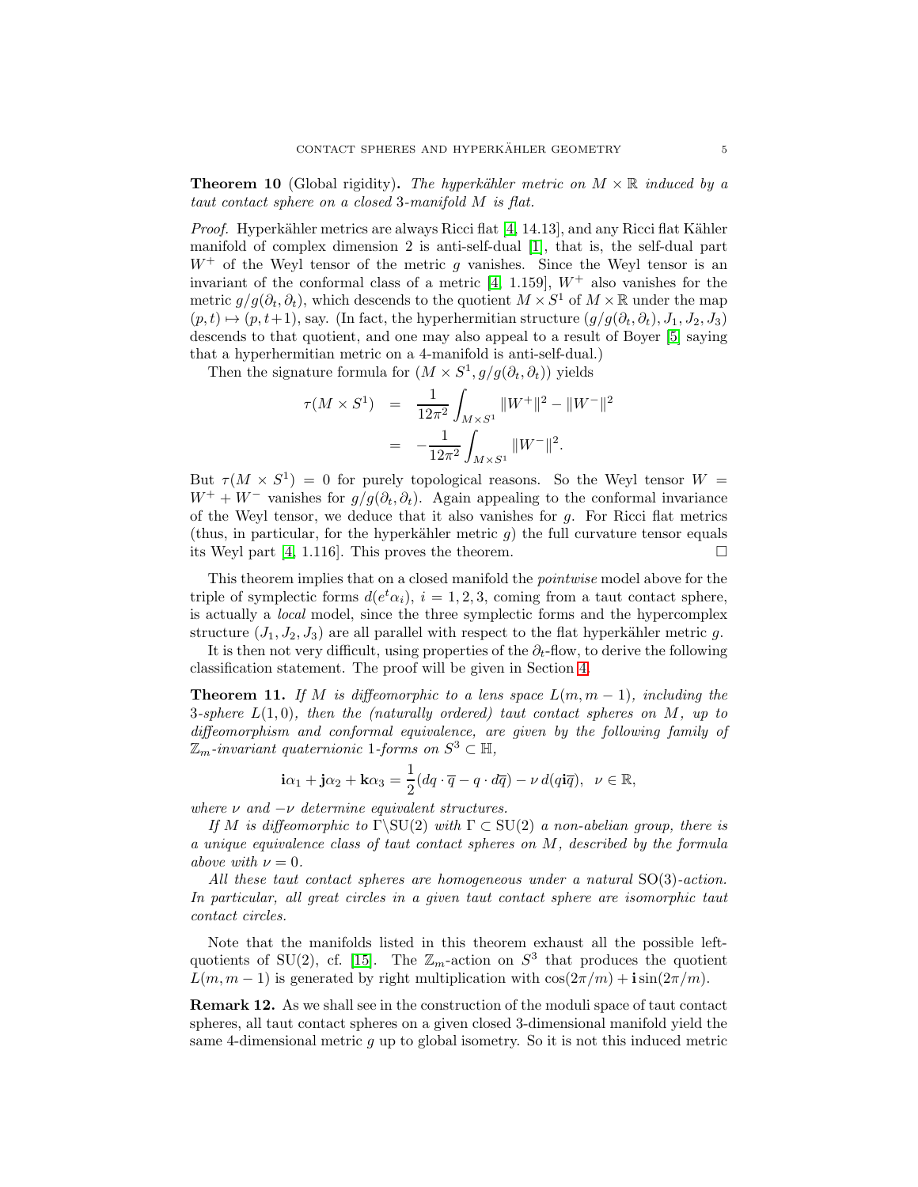**Theorem 10** (Global rigidity)**.** *The hyperkähler metric on $M \times \mathbb{R}$ induced by a taut contact sphere on a closed 3-manifold $M$ is flat.*

*Proof.* Hyperkähler metrics are always Ricci flat [4, 14.13], and any Ricci flat Kähler manifold of complex dimension 2 is anti-self-dual [1], that is, the self-dual part $W^+$ of the Weyl tensor of the metric $g$ vanishes. Since the Weyl tensor is an invariant of the conformal class of a metric [4, 1.159], $W^+$ also vanishes for the metric $g/g(\partial_t, \partial_t)$, which descends to the quotient $M \times S^1$ of $M \times \mathbb{R}$ under the map $(p,t) \mapsto (p, t+1)$, say. (In fact, the hyperhermitian structure $(g/g(\partial_t, \partial_t), J_1, J_2, J_3)$ descends to that quotient, and one may also appeal to a result of Boyer [5] saying that a hyperhermitian metric on a 4-manifold is anti-self-dual.)

Then the signature formula for $(M \times S^1, g/g(\partial_t, \partial_t))$ yields

$$
\begin{aligned}
\tau(M \times S^1) &= \frac{1}{12\pi^2} \int_{M \times S^1} \|W^+\|^2 - \|W^-\|^2 \\
&= -\frac{1}{12\pi^2} \int_{M \times S^1} \|W^-\|^2.
\end{aligned}
$$

But $\tau(M \times S^1) = 0$ for purely topological reasons. So the Weyl tensor $W = W^+ + W^-$ vanishes for $g/g(\partial_t, \partial_t)$. Again appealing to the conformal invariance of the Weyl tensor, we deduce that it also vanishes for $g$. For Ricci flat metrics (thus, in particular, for the hyperkähler metric $g$) the full curvature tensor equals its Weyl part [4, 1.116]. This proves the theorem. $\square$

This theorem implies that on a closed manifold the *pointwise* model above for the triple of symplectic forms $d(e^t \alpha_i)$, $i = 1, 2, 3$, coming from a taut contact sphere, is actually a *local* model, since the three symplectic forms and the hypercomplex structure $(J_1, J_2, J_3)$ are all parallel with respect to the flat hyperkähler metric $g$.

It is then not very difficult, using properties of the $\partial_t$-flow, to derive the following classification statement. The proof will be given in Section 4.

**Theorem 11.** *If $M$ is diffeomorphic to a lens space $L(m, m-1)$, including the 3-sphere $L(1,0)$, then the (naturally ordered) taut contact spheres on $M$, up to diffeomorphism and conformal equivalence, are given by the following family of $\mathbb{Z}_m$-invariant quaternionic 1-forms on $S^3 \subset \mathbb{H}$,*

$$
\mathbf{i}\alpha_1 + \mathbf{j}\alpha_2 + \mathbf{k}\alpha_3 = \frac{1}{2}(dq \cdot \overline{q} - q \cdot d\overline{q}) - \nu \, d(q\mathbf{i}\overline{q}), \ \ \nu \in \mathbb{R},
$$

*where $\nu$ and $-\nu$ determine equivalent structures.*

*If $M$ is diffeomorphic to $\Gamma \backslash \mathrm{SU}(2)$ with $\Gamma \subset \mathrm{SU}(2)$ a non-abelian group, there is a unique equivalence class of taut contact spheres on $M$, described by the formula above with $\nu = 0$.*

*All these taut contact spheres are homogeneous under a natural $\mathrm{SO}(3)$-action. In particular, all great circles in a given taut contact sphere are isomorphic taut contact circles.*

Note that the manifolds listed in this theorem exhaust all the possible left-quotients of $\mathrm{SU}(2)$, cf. [15]. The $\mathbb{Z}_m$-action on $S^3$ that produces the quotient $L(m, m-1)$ is generated by right multiplication with $\cos(2\pi/m) + \mathbf{i}\sin(2\pi/m)$.

**Remark 12.** As we shall see in the construction of the moduli space of taut contact spheres, all taut contact spheres on a given closed 3-dimensional manifold yield the same 4-dimensional metric $g$ up to global isometry. So it is not this induced metric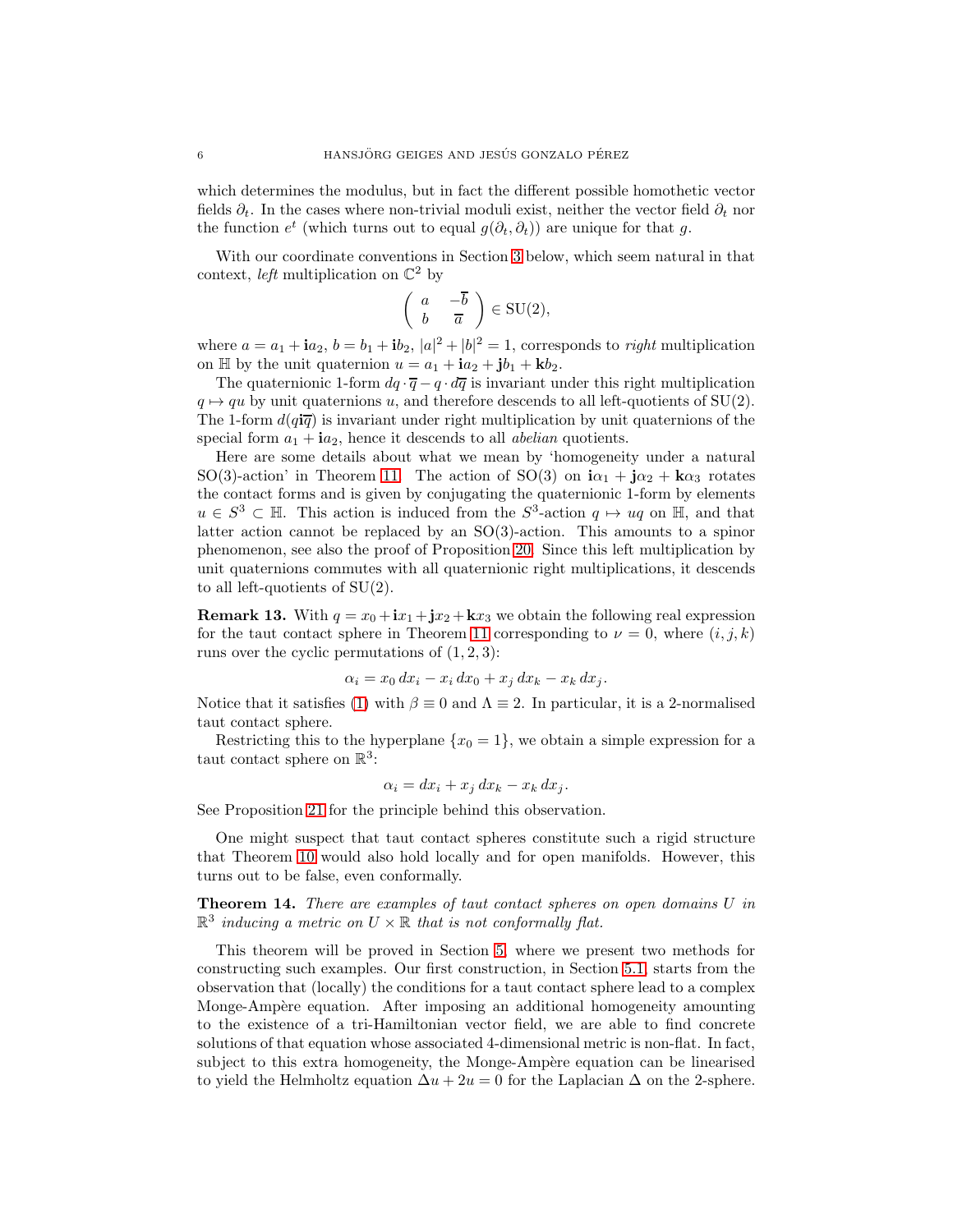which determines the modulus, but in fact the different possible homothetic vector fields $\partial_t$. In the cases where non-trivial moduli exist, neither the vector field $\partial_t$ nor the function $e^t$ (which turns out to equal $g(\partial_t, \partial_t)$) are unique for that $g$.

With our coordinate conventions in Section 3 below, which seem natural in that context, *left* multiplication on $\mathbb{C}^2$ by

$$\begin{pmatrix} a & -\overline{b} \\ b & \overline{a} \end{pmatrix} \in \mathrm{SU}(2),$$

where $a = a_1 + \mathbf{i}a_2$, $b = b_1 + \mathbf{i}b_2$, $|a|^2 + |b|^2 = 1$, corresponds to *right* multiplication on $\mathbb{H}$ by the unit quaternion $u = a_1 + \mathbf{i}a_2 + \mathbf{j}b_1 + \mathbf{k}b_2$.

The quaternionic 1-form $dq \cdot \overline{q} - q \cdot d\overline{q}$ is invariant under this right multiplication $q \mapsto qu$ by unit quaternions $u$, and therefore descends to all left-quotients of $\mathrm{SU}(2)$. The 1-form $d(q\mathbf{i}\overline{q})$ is invariant under right multiplication by unit quaternions of the special form $a_1 + \mathbf{i}a_2$, hence it descends to all *abelian* quotients.

Here are some details about what we mean by 'homogeneity under a natural $\mathrm{SO}(3)$-action' in Theorem 11. The action of $\mathrm{SO}(3)$ on $\mathbf{i}\alpha_1 + \mathbf{j}\alpha_2 + \mathbf{k}\alpha_3$ rotates the contact forms and is given by conjugating the quaternionic 1-form by elements $u \in S^3 \subset \mathbb{H}$. This action is induced from the $S^3$-action $q \mapsto uq$ on $\mathbb{H}$, and that latter action cannot be replaced by an $\mathrm{SO}(3)$-action. This amounts to a spinor phenomenon, see also the proof of Proposition 20. Since this left multiplication by unit quaternions commutes with all quaternionic right multiplications, it descends to all left-quotients of $\mathrm{SU}(2)$.

**Remark 13.** With $q = x_0 + \mathbf{i}x_1 + \mathbf{j}x_2 + \mathbf{k}x_3$ we obtain the following real expression for the taut contact sphere in Theorem 11 corresponding to $\nu = 0$, where $(i, j, k)$ runs over the cyclic permutations of $(1, 2, 3)$:

$$\alpha_i = x_0\, dx_i - x_i\, dx_0 + x_j\, dx_k - x_k\, dx_j.$$

Notice that it satisfies (1) with $\beta \equiv 0$ and $\Lambda \equiv 2$. In particular, it is a 2-normalised taut contact sphere.

Restricting this to the hyperplane $\{x_0 = 1\}$, we obtain a simple expression for a taut contact sphere on $\mathbb{R}^3$:

$$\alpha_i = dx_i + x_j\, dx_k - x_k\, dx_j.$$

See Proposition 21 for the principle behind this observation.

One might suspect that taut contact spheres constitute such a rigid structure that Theorem 10 would also hold locally and for open manifolds. However, this turns out to be false, even conformally.

**Theorem 14.** *There are examples of taut contact spheres on open domains $U$ in $\mathbb{R}^3$ inducing a metric on $U \times \mathbb{R}$ that is not conformally flat.*

This theorem will be proved in Section 5, where we present two methods for constructing such examples. Our first construction, in Section 5.1, starts from the observation that (locally) the conditions for a taut contact sphere lead to a complex Monge-Ampère equation. After imposing an additional homogeneity amounting to the existence of a tri-Hamiltonian vector field, we are able to find concrete solutions of that equation whose associated 4-dimensional metric is non-flat. In fact, subject to this extra homogeneity, the Monge-Ampère equation can be linearised to yield the Helmholtz equation $\Delta u + 2u = 0$ for the Laplacian $\Delta$ on the 2-sphere.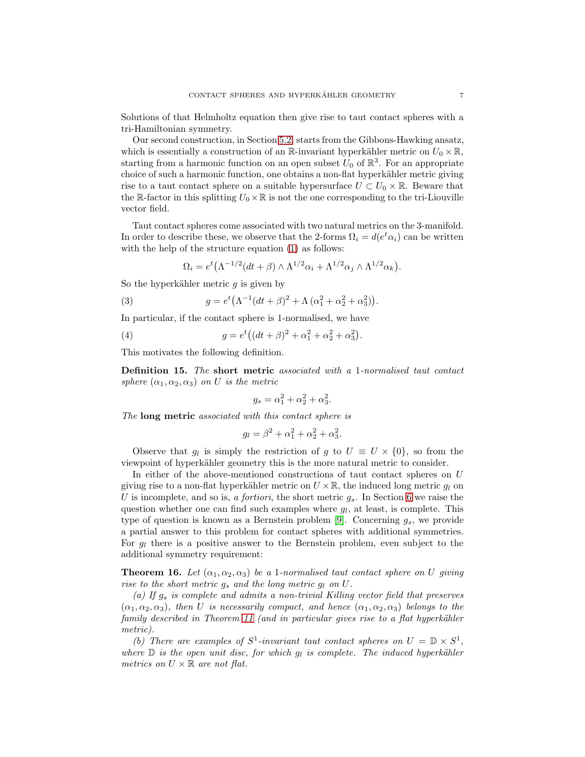Solutions of that Helmholtz equation then give rise to taut contact spheres with a tri-Hamiltonian symmetry.

Our second construction, in Section 5.2, starts from the Gibbons-Hawking ansatz, which is essentially a construction of an $\mathbb{R}$-invariant hyperkähler metric on $U_0 \times \mathbb{R}$, starting from a harmonic function on an open subset $U_0$ of $\mathbb{R}^3$. For an appropriate choice of such a harmonic function, one obtains a non-flat hyperkähler metric giving rise to a taut contact sphere on a suitable hypersurface $U \subset U_0 \times \mathbb{R}$. Beware that the $\mathbb{R}$-factor in this splitting $U_0 \times \mathbb{R}$ is not the one corresponding to the tri-Liouville vector field.

Taut contact spheres come associated with two natural metrics on the 3-manifold. In order to describe these, we observe that the 2-forms $\Omega_i = d(e^t\alpha_i)$ can be written with the help of the structure equation (1) as follows:

$$\Omega_i = e^t\big(\Lambda^{-1/2}(dt+\beta)\wedge\Lambda^{1/2}\alpha_i + \Lambda^{1/2}\alpha_j\wedge\Lambda^{1/2}\alpha_k\big).$$

So the hyperkähler metric $g$ is given by

$$g = e^t\big(\Lambda^{-1}(dt+\beta)^2 + \Lambda\,(\alpha_1^2+\alpha_2^2+\alpha_3^2)\big). \tag{3}$$

In particular, if the contact sphere is 1-normalised, we have

$$g = e^t\big((dt+\beta)^2 + \alpha_1^2+\alpha_2^2+\alpha_3^2\big). \tag{4}$$

This motivates the following definition.

**Definition 15.** *The* **short metric** *associated with a* 1*-normalised taut contact sphere* $(\alpha_1,\alpha_2,\alpha_3)$ *on* $U$ *is the metric*

$$g_s = \alpha_1^2+\alpha_2^2+\alpha_3^2.$$

*The* **long metric** *associated with this contact sphere is*

$$g_l = \beta^2+\alpha_1^2+\alpha_2^2+\alpha_3^2.$$

Observe that $g_l$ is simply the restriction of $g$ to $U \equiv U\times\{0\}$, so from the viewpoint of hyperkähler geometry this is the more natural metric to consider.

In either of the above-mentioned constructions of taut contact spheres on $U$ giving rise to a non-flat hyperkähler metric on $U\times\mathbb{R}$, the induced long metric $g_l$ on $U$ is incomplete, and so is, *a fortiori*, the short metric $g_s$. In Section 6 we raise the question whether one can find such examples where $g_l$, at least, is complete. This type of question is known as a Bernstein problem [9]. Concerning $g_s$, we provide a partial answer to this problem for contact spheres with additional symmetries. For $g_l$ there is a positive answer to the Bernstein problem, even subject to the additional symmetry requirement:

**Theorem 16.** *Let* $(\alpha_1,\alpha_2,\alpha_3)$ *be a* 1*-normalised taut contact sphere on* $U$ *giving rise to the short metric* $g_s$ *and the long metric* $g_l$ *on* $U$.

*(a) If* $g_s$ *is complete and admits a non-trivial Killing vector field that preserves* $(\alpha_1,\alpha_2,\alpha_3)$*, then* $U$ *is necessarily compact, and hence* $(\alpha_1,\alpha_2,\alpha_3)$ *belongs to the family described in Theorem 11 (and in particular gives rise to a flat hyperkähler metric).*

*(b) There are examples of* $S^1$*-invariant taut contact spheres on* $U=\mathbb{D}\times S^1$*, where* $\mathbb{D}$ *is the open unit disc, for which* $g_l$ *is complete. The induced hyperkähler metrics on* $U\times\mathbb{R}$ *are not flat.*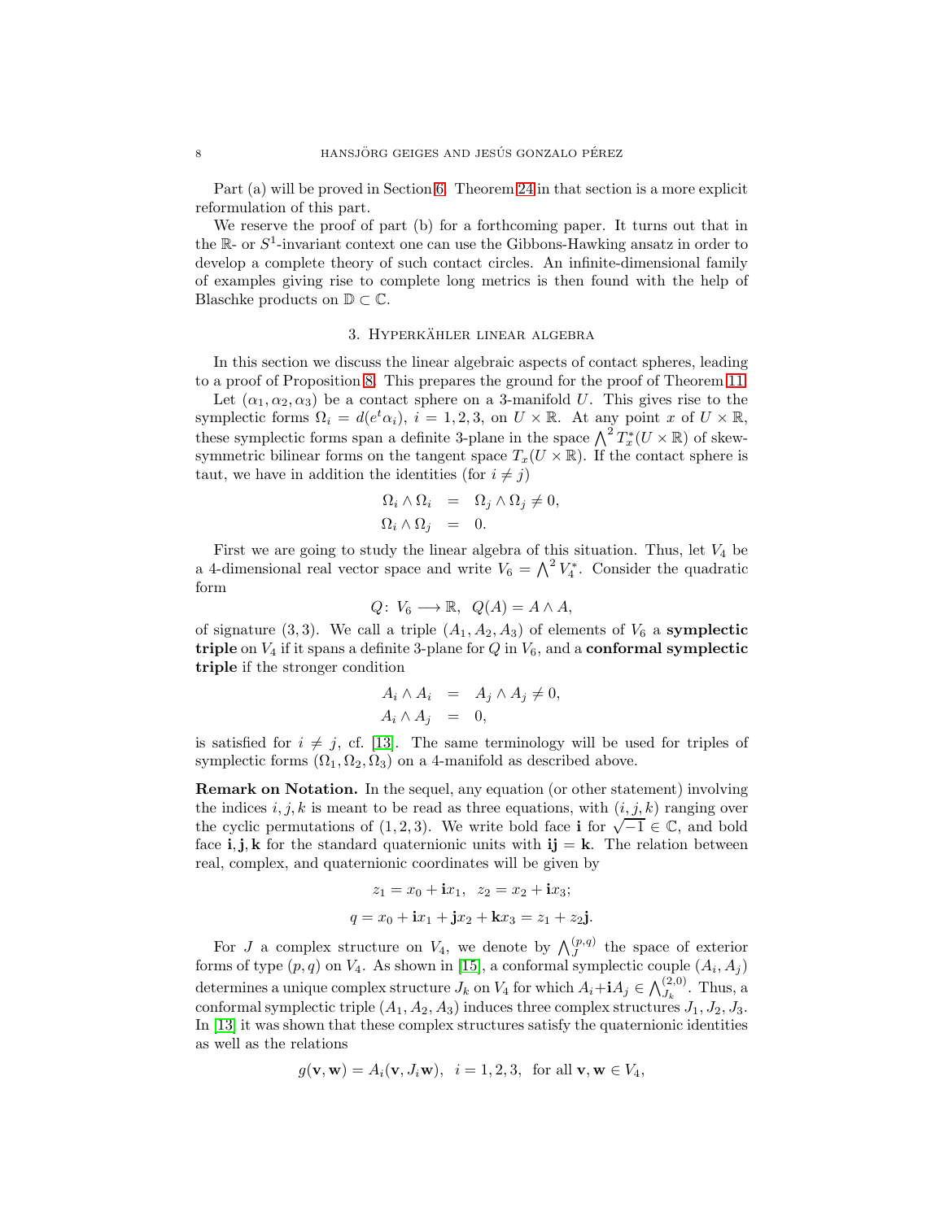Part (a) will be proved in Section 6. Theorem 24 in that section is a more explicit reformulation of this part.

We reserve the proof of part (b) for a forthcoming paper. It turns out that in the $\mathbb{R}$- or $S^1$-invariant context one can use the Gibbons-Hawking ansatz in order to develop a complete theory of such contact circles. An infinite-dimensional family of examples giving rise to complete long metrics is then found with the help of Blaschke products on $\mathbb{D} \subset \mathbb{C}$.

## 3. Hyperkähler linear algebra

In this section we discuss the linear algebraic aspects of contact spheres, leading to a proof of Proposition 8. This prepares the ground for the proof of Theorem 11.

Let $(\alpha_1, \alpha_2, \alpha_3)$ be a contact sphere on a 3-manifold $U$. This gives rise to the symplectic forms $\Omega_i = d(e^t \alpha_i)$, $i = 1, 2, 3$, on $U \times \mathbb{R}$. At any point $x$ of $U \times \mathbb{R}$, these symplectic forms span a definite 3-plane in the space $\bigwedge^2 T_x^*(U \times \mathbb{R})$ of skew-symmetric bilinear forms on the tangent space $T_x(U \times \mathbb{R})$. If the contact sphere is taut, we have in addition the identities (for $i \neq j$)

$$
\begin{aligned}
\Omega_i \wedge \Omega_i &= \Omega_j \wedge \Omega_j \neq 0, \\
\Omega_i \wedge \Omega_j &= 0.
\end{aligned}
$$

First we are going to study the linear algebra of this situation. Thus, let $V_4$ be a 4-dimensional real vector space and write $V_6 = \bigwedge^2 V_4^*$. Consider the quadratic form

$$
Q\colon\; V_6 \longrightarrow \mathbb{R}, \;\; Q(A) = A \wedge A,
$$

of signature $(3, 3)$. We call a triple $(A_1, A_2, A_3)$ of elements of $V_6$ a **symplectic triple** on $V_4$ if it spans a definite 3-plane for $Q$ in $V_6$, and a **conformal symplectic triple** if the stronger condition

$$
\begin{aligned}
A_i \wedge A_i &= A_j \wedge A_j \neq 0, \\
A_i \wedge A_j &= 0,
\end{aligned}
$$

is satisfied for $i \neq j$, cf. [13]. The same terminology will be used for triples of symplectic forms $(\Omega_1, \Omega_2, \Omega_3)$ on a 4-manifold as described above.

**Remark on Notation.** In the sequel, any equation (or other statement) involving the indices $i, j, k$ is meant to be read as three equations, with $(i, j, k)$ ranging over the cyclic permutations of $(1, 2, 3)$. We write bold face $\mathbf{i}$ for $\sqrt{-1} \in \mathbb{C}$, and bold face $\mathbf{i}, \mathbf{j}, \mathbf{k}$ for the standard quaternionic units with $\mathbf{ij} = \mathbf{k}$. The relation between real, complex, and quaternionic coordinates will be given by

$$
z_1 = x_0 + \mathbf{i}x_1, \;\; z_2 = x_2 + \mathbf{i}x_3;
$$

$$
q = x_0 + \mathbf{i}x_1 + \mathbf{j}x_2 + \mathbf{k}x_3 = z_1 + z_2\mathbf{j}.
$$

For $J$ a complex structure on $V_4$, we denote by $\bigwedge_J^{(p,q)}$ the space of exterior forms of type $(p, q)$ on $V_4$. As shown in [15], a conformal symplectic couple $(A_i, A_j)$ determines a unique complex structure $J_k$ on $V_4$ for which $A_i + \mathbf{i}A_j \in \bigwedge_{J_k}^{(2,0)}$. Thus, a conformal symplectic triple $(A_1, A_2, A_3)$ induces three complex structures $J_1, J_2, J_3$. In [13] it was shown that these complex structures satisfy the quaternionic identities as well as the relations

$$
g(\mathbf{v}, \mathbf{w}) = A_i(\mathbf{v}, J_i\mathbf{w}), \;\; i = 1, 2, 3, \;\; \text{for all } \mathbf{v}, \mathbf{w} \in V_4,
$$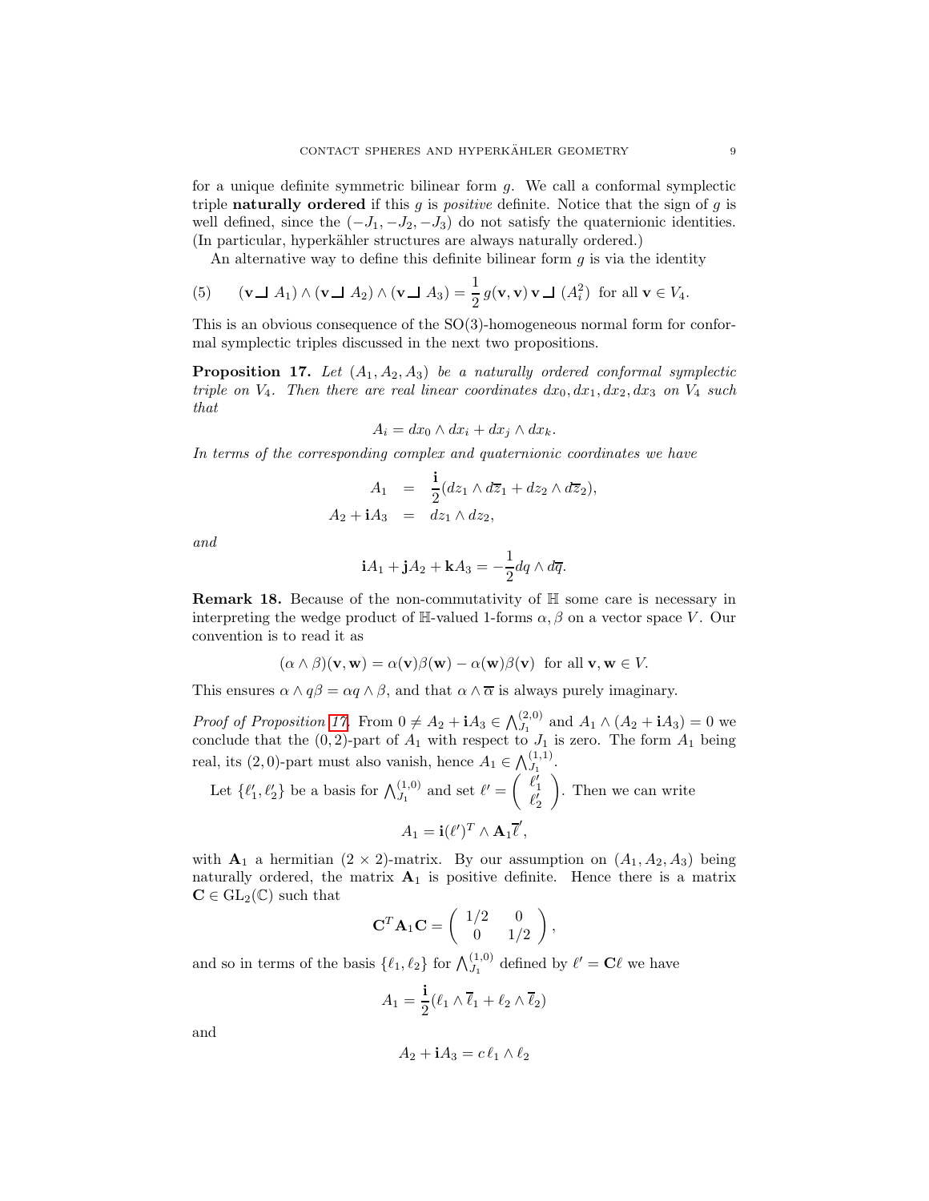for a unique definite symmetric bilinear form $g$. We call a conformal symplectic triple **naturally ordered** if this $g$ is *positive* definite. Notice that the sign of $g$ is well defined, since the $(-J_1, -J_2, -J_3)$ do not satisfy the quaternionic identities. (In particular, hyperkähler structures are always naturally ordered.)

An alternative way to define this definite bilinear form $g$ is via the identity

$$(5) \qquad (\mathbf{v} \lrcorner\, A_1) \wedge (\mathbf{v} \lrcorner\, A_2) \wedge (\mathbf{v} \lrcorner\, A_3) = \frac{1}{2}\, g(\mathbf{v}, \mathbf{v})\, \mathbf{v} \lrcorner\, (A_i^2) \text{ for all } \mathbf{v} \in V_4.$$

This is an obvious consequence of the SO(3)-homogeneous normal form for conformal symplectic triples discussed in the next two propositions.

**Proposition 17.** *Let $(A_1, A_2, A_3)$ be a naturally ordered conformal symplectic triple on $V_4$. Then there are real linear coordinates $dx_0, dx_1, dx_2, dx_3$ on $V_4$ such that*

$$A_i = dx_0 \wedge dx_i + dx_j \wedge dx_k.$$

*In terms of the corresponding complex and quaternionic coordinates we have*

$$\begin{aligned} A_1 &= \frac{\mathbf{i}}{2}(dz_1 \wedge d\overline{z}_1 + dz_2 \wedge d\overline{z}_2), \\ A_2 + \mathbf{i}A_3 &= dz_1 \wedge dz_2, \end{aligned}$$

*and*

$$\mathbf{i}A_1 + \mathbf{j}A_2 + \mathbf{k}A_3 = -\frac{1}{2} dq \wedge d\overline{q}.$$

**Remark 18.** Because of the non-commutativity of $\mathbb{H}$ some care is necessary in interpreting the wedge product of $\mathbb{H}$-valued 1-forms $\alpha, \beta$ on a vector space $V$. Our convention is to read it as

$$(\alpha \wedge \beta)(\mathbf{v}, \mathbf{w}) = \alpha(\mathbf{v})\beta(\mathbf{w}) - \alpha(\mathbf{w})\beta(\mathbf{v}) \text{ for all } \mathbf{v}, \mathbf{w} \in V.$$

This ensures $\alpha \wedge q\beta = \alpha q \wedge \beta$, and that $\alpha \wedge \overline{\alpha}$ is always purely imaginary.

*Proof of Proposition 17.* From $0 \neq A_2 + \mathbf{i}A_3 \in \bigwedge_{J_1}^{(2,0)}$ and $A_1 \wedge (A_2 + \mathbf{i}A_3) = 0$ we conclude that the $(0,2)$-part of $A_1$ with respect to $J_1$ is zero. The form $A_1$ being real, its $(2,0)$-part must also vanish, hence $A_1 \in \bigwedge_{J_1}^{(1,1)}$.

Let $\{\ell_1', \ell_2'\}$ be a basis for $\bigwedge_{J_1}^{(1,0)}$ and set $\ell' = \begin{pmatrix} \ell_1' \\ \ell_2' \end{pmatrix}$. Then we can write

$$A_1 = \mathbf{i}(\ell')^T \wedge \mathbf{A}_1 \overline{\ell}',$$

with $\mathbf{A}_1$ a hermitian $(2 \times 2)$-matrix. By our assumption on $(A_1, A_2, A_3)$ being naturally ordered, the matrix $\mathbf{A}_1$ is positive definite. Hence there is a matrix $\mathbf{C} \in \mathrm{GL}_2(\mathbb{C})$ such that

$$\mathbf{C}^T \mathbf{A}_1 \mathbf{C} = \begin{pmatrix} 1/2 & 0 \\ 0 & 1/2 \end{pmatrix},$$

and so in terms of the basis $\{\ell_1, \ell_2\}$ for $\bigwedge_{J_1}^{(1,0)}$ defined by $\ell' = \mathbf{C}\ell$ we have

$$A_1 = \frac{\mathbf{i}}{2}(\ell_1 \wedge \overline{\ell}_1 + \ell_2 \wedge \overline{\ell}_2)$$

and

$$A_2 + \mathbf{i}A_3 = c\, \ell_1 \wedge \ell_2$$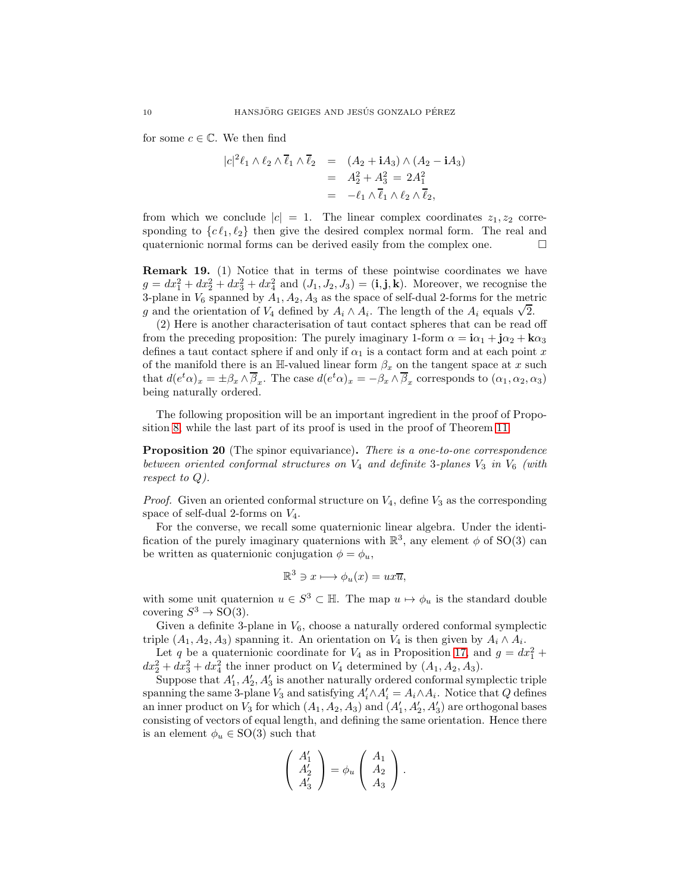for some $c \in \mathbb{C}$. We then find

$$\begin{aligned}
|c|^2 \ell_1 \wedge \ell_2 \wedge \overline{\ell}_1 \wedge \overline{\ell}_2 &= (A_2 + \mathbf{i}A_3) \wedge (A_2 - \mathbf{i}A_3) \\
&= A_2^2 + A_3^2 = 2A_1^2 \\
&= -\ell_1 \wedge \overline{\ell}_1 \wedge \ell_2 \wedge \overline{\ell}_2,
\end{aligned}$$

from which we conclude $|c| = 1$. The linear complex coordinates $z_1, z_2$ corresponding to $\{c\,\ell_1, \ell_2\}$ then give the desired complex normal form. The real and quaternionic normal forms can be derived easily from the complex one. □

**Remark 19.** (1) Notice that in terms of these pointwise coordinates we have $g = dx_1^2 + dx_2^2 + dx_3^2 + dx_4^2$ and $(J_1, J_2, J_3) = (\mathbf{i}, \mathbf{j}, \mathbf{k})$. Moreover, we recognise the 3-plane in $V_6$ spanned by $A_1, A_2, A_3$ as the space of self-dual 2-forms for the metric $g$ and the orientation of $V_4$ defined by $A_i \wedge A_i$. The length of the $A_i$ equals $\sqrt{2}$.

(2) Here is another characterisation of taut contact spheres that can be read off from the preceding proposition: The purely imaginary 1-form $\alpha = \mathbf{i}\alpha_1 + \mathbf{j}\alpha_2 + \mathbf{k}\alpha_3$ defines a taut contact sphere if and only if $\alpha_1$ is a contact form and at each point $x$ of the manifold there is an $\mathbb{H}$-valued linear form $\beta_x$ on the tangent space at $x$ such that $d(e^t\alpha)_x = \pm\beta_x \wedge \overline{\beta}_x$. The case $d(e^t\alpha)_x = -\beta_x \wedge \overline{\beta}_x$ corresponds to $(\alpha_1, \alpha_2, \alpha_3)$ being naturally ordered.

The following proposition will be an important ingredient in the proof of Proposition 8, while the last part of its proof is used in the proof of Theorem 11.

**Proposition 20** (The spinor equivariance)**.** *There is a one-to-one correspondence between oriented conformal structures on $V_4$ and definite 3-planes $V_3$ in $V_6$ (with respect to $Q$).*

*Proof.* Given an oriented conformal structure on $V_4$, define $V_3$ as the corresponding space of self-dual 2-forms on $V_4$.

For the converse, we recall some quaternionic linear algebra. Under the identification of the purely imaginary quaternions with $\mathbb{R}^3$, any element $\phi$ of $\mathrm{SO}(3)$ can be written as quaternionic conjugation $\phi = \phi_u$,

$$\mathbb{R}^3 \ni x \longmapsto \phi_u(x) = ux\overline{u},$$

with some unit quaternion $u \in S^3 \subset \mathbb{H}$. The map $u \mapsto \phi_u$ is the standard double covering $S^3 \to \mathrm{SO}(3)$.

Given a definite 3-plane in $V_6$, choose a naturally ordered conformal symplectic triple $(A_1, A_2, A_3)$ spanning it. An orientation on $V_4$ is then given by $A_i \wedge A_i$.

Let $q$ be a quaternionic coordinate for $V_4$ as in Proposition 17, and $g = dx_1^2 + dx_2^2 + dx_3^2 + dx_4^2$ the inner product on $V_4$ determined by $(A_1, A_2, A_3)$.

Suppose that $A_1', A_2', A_3'$ is another naturally ordered conformal symplectic triple spanning the same 3-plane $V_3$ and satisfying $A_i' \wedge A_i' = A_i \wedge A_i$. Notice that $Q$ defines an inner product on $V_3$ for which $(A_1, A_2, A_3)$ and $(A_1', A_2', A_3')$ are orthogonal bases consisting of vectors of equal length, and defining the same orientation. Hence there is an element $\phi_u \in \mathrm{SO}(3)$ such that

$$\begin{pmatrix} A_1' \\ A_2' \\ A_3' \end{pmatrix} = \phi_u \begin{pmatrix} A_1 \\ A_2 \\ A_3 \end{pmatrix}.$$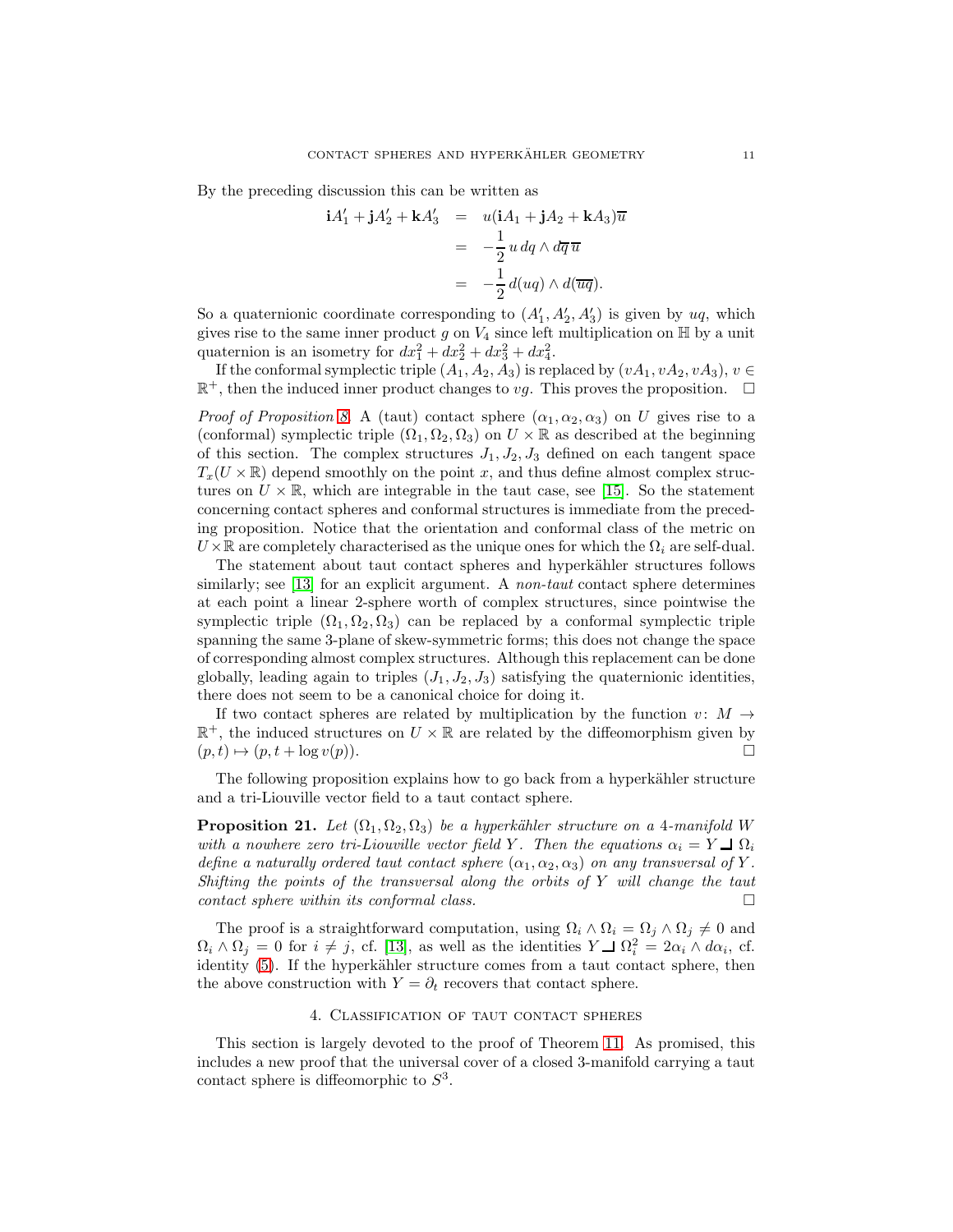By the preceding discussion this can be written as

$$
\begin{aligned}
\mathbf{i}A_1' + \mathbf{j}A_2' + \mathbf{k}A_3' &= u(\mathbf{i}A_1 + \mathbf{j}A_2 + \mathbf{k}A_3)\overline{u} \\
&= -\frac{1}{2}\, u\, dq \wedge d\overline{q}\, \overline{u} \\
&= -\frac{1}{2}\, d(uq) \wedge d(\overline{uq}).
\end{aligned}
$$

So a quaternionic coordinate corresponding to $(A_1', A_2', A_3')$ is given by $uq$, which gives rise to the same inner product $g$ on $V_4$ since left multiplication on $\mathbb{H}$ by a unit quaternion is an isometry for $dx_1^2 + dx_2^2 + dx_3^2 + dx_4^2$.

If the conformal symplectic triple $(A_1, A_2, A_3)$ is replaced by $(vA_1, vA_2, vA_3)$, $v \in \mathbb{R}^+$, then the induced inner product changes to $vg$. This proves the proposition. $\square$

*Proof of Proposition 8.* A (taut) contact sphere $(\alpha_1, \alpha_2, \alpha_3)$ on $U$ gives rise to a (conformal) symplectic triple $(\Omega_1, \Omega_2, \Omega_3)$ on $U \times \mathbb{R}$ as described at the beginning of this section. The complex structures $J_1, J_2, J_3$ defined on each tangent space $T_x(U \times \mathbb{R})$ depend smoothly on the point $x$, and thus define almost complex structures on $U \times \mathbb{R}$, which are integrable in the taut case, see [15]. So the statement concerning contact spheres and conformal structures is immediate from the preceding proposition. Notice that the orientation and conformal class of the metric on $U \times \mathbb{R}$ are completely characterised as the unique ones for which the $\Omega_i$ are self-dual.

The statement about taut contact spheres and hyperkähler structures follows similarly; see [13] for an explicit argument. A *non-taut* contact sphere determines at each point a linear 2-sphere worth of complex structures, since pointwise the symplectic triple $(\Omega_1, \Omega_2, \Omega_3)$ can be replaced by a conformal symplectic triple spanning the same 3-plane of skew-symmetric forms; this does not change the space of corresponding almost complex structures. Although this replacement can be done globally, leading again to triples $(J_1, J_2, J_3)$ satisfying the quaternionic identities, there does not seem to be a canonical choice for doing it.

If two contact spheres are related by multiplication by the function $v\colon M \to \mathbb{R}^+$, the induced structures on $U \times \mathbb{R}$ are related by the diffeomorphism given by $(p, t) \mapsto (p, t + \log v(p))$. $\square$

The following proposition explains how to go back from a hyperkähler structure and a tri-Liouville vector field to a taut contact sphere.

**Proposition 21.** *Let $(\Omega_1, \Omega_2, \Omega_3)$ be a hyperkähler structure on a 4-manifold $W$ with a nowhere zero tri-Liouville vector field $Y$. Then the equations $\alpha_i = Y \lrcorner\, \Omega_i$ define a naturally ordered taut contact sphere $(\alpha_1, \alpha_2, \alpha_3)$ on any transversal of $Y$. Shifting the points of the transversal along the orbits of $Y$ will change the taut contact sphere within its conformal class.* $\square$

The proof is a straightforward computation, using $\Omega_i \wedge \Omega_i = \Omega_j \wedge \Omega_j \neq 0$ and $\Omega_i \wedge \Omega_j = 0$ for $i \neq j$, cf. [13], as well as the identities $Y \lrcorner\, \Omega_i^2 = 2\alpha_i \wedge d\alpha_i$, cf. identity (5). If the hyperkähler structure comes from a taut contact sphere, then the above construction with $Y = \partial_t$ recovers that contact sphere.

## 4. Classification of taut contact spheres

This section is largely devoted to the proof of Theorem 11. As promised, this includes a new proof that the universal cover of a closed 3-manifold carrying a taut contact sphere is diffeomorphic to $S^3$.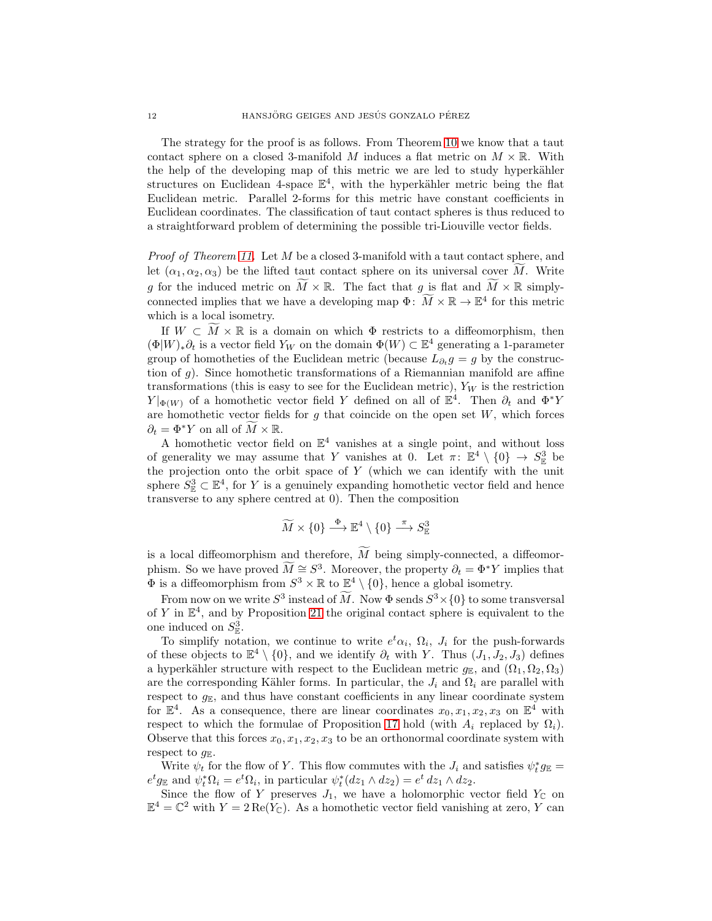The strategy for the proof is as follows. From Theorem 10 we know that a taut contact sphere on a closed 3-manifold $M$ induces a flat metric on $M \times \mathbb{R}$. With the help of the developing map of this metric we are led to study hyperkähler structures on Euclidean 4-space $\mathbb{E}^4$, with the hyperkähler metric being the flat Euclidean metric. Parallel 2-forms for this metric have constant coefficients in Euclidean coordinates. The classification of taut contact spheres is thus reduced to a straightforward problem of determining the possible tri-Liouville vector fields.

*Proof of Theorem 11.* Let $M$ be a closed 3-manifold with a taut contact sphere, and let $(\alpha_1, \alpha_2, \alpha_3)$ be the lifted taut contact sphere on its universal cover $\widetilde{M}$. Write $g$ for the induced metric on $\widetilde{M} \times \mathbb{R}$. The fact that $g$ is flat and $\widetilde{M} \times \mathbb{R}$ simply-connected implies that we have a developing map $\Phi\colon \widetilde{M} \times \mathbb{R} \to \mathbb{E}^4$ for this metric which is a local isometry.

If $W \subset \widetilde{M} \times \mathbb{R}$ is a domain on which $\Phi$ restricts to a diffeomorphism, then $(\Phi|W)_* \partial_t$ is a vector field $Y_W$ on the domain $\Phi(W) \subset \mathbb{E}^4$ generating a 1-parameter group of homotheties of the Euclidean metric (because $L_{\partial_t} g = g$ by the construction of $g$). Since homothetic transformations of a Riemannian manifold are affine transformations (this is easy to see for the Euclidean metric), $Y_W$ is the restriction $Y|_{\Phi(W)}$ of a homothetic vector field $Y$ defined on all of $\mathbb{E}^4$. Then $\partial_t$ and $\Phi^* Y$ are homothetic vector fields for $g$ that coincide on the open set $W$, which forces $\partial_t = \Phi^* Y$ on all of $\widetilde{M} \times \mathbb{R}$.

A homothetic vector field on $\mathbb{E}^4$ vanishes at a single point, and without loss of generality we may assume that $Y$ vanishes at 0. Let $\pi\colon \mathbb{E}^4 \setminus \{0\} \to S^3_{\mathbb{E}}$ be the projection onto the orbit space of $Y$ (which we can identify with the unit sphere $S^3_{\mathbb{E}} \subset \mathbb{E}^4$, for $Y$ is a genuinely expanding homothetic vector field and hence transverse to any sphere centred at 0). Then the composition

$$\widetilde{M} \times \{0\} \xrightarrow{\Phi} \mathbb{E}^4 \setminus \{0\} \xrightarrow{\pi} S^3_{\mathbb{E}}$$

is a local diffeomorphism and therefore, $\widetilde{M}$ being simply-connected, a diffeomorphism. So we have proved $\widetilde{M} \cong S^3$. Moreover, the property $\partial_t = \Phi^* Y$ implies that $\Phi$ is a diffeomorphism from $S^3 \times \mathbb{R}$ to $\mathbb{E}^4 \setminus \{0\}$, hence a global isometry.

From now on we write $S^3$ instead of $\widetilde{M}$. Now $\Phi$ sends $S^3 \times \{0\}$ to some transversal of $Y$ in $\mathbb{E}^4$, and by Proposition 21 the original contact sphere is equivalent to the one induced on $S^3_{\mathbb{E}}$.

To simplify notation, we continue to write $e^t \alpha_i$, $\Omega_i$, $J_i$ for the push-forwards of these objects to $\mathbb{E}^4 \setminus \{0\}$, and we identify $\partial_t$ with $Y$. Thus $(J_1, J_2, J_3)$ defines a hyperkähler structure with respect to the Euclidean metric $g_{\mathbb{E}}$, and $(\Omega_1, \Omega_2, \Omega_3)$ are the corresponding Kähler forms. In particular, the $J_i$ and $\Omega_i$ are parallel with respect to $g_{\mathbb{E}}$, and thus have constant coefficients in any linear coordinate system for $\mathbb{E}^4$. As a consequence, there are linear coordinates $x_0, x_1, x_2, x_3$ on $\mathbb{E}^4$ with respect to which the formulae of Proposition 17 hold (with $A_i$ replaced by $\Omega_i$). Observe that this forces $x_0, x_1, x_2, x_3$ to be an orthonormal coordinate system with respect to $g_{\mathbb{E}}$.

Write $\psi_t$ for the flow of $Y$. This flow commutes with the $J_i$ and satisfies $\psi_t^* g_{\mathbb{E}} = e^t g_{\mathbb{E}}$ and $\psi_t^* \Omega_i = e^t \Omega_i$, in particular $\psi_t^*(dz_1 \wedge dz_2) = e^t \, dz_1 \wedge dz_2$.

Since the flow of $Y$ preserves $J_1$, we have a holomorphic vector field $Y_{\mathbb{C}}$ on $\mathbb{E}^4 = \mathbb{C}^2$ with $Y = 2\,\mathrm{Re}(Y_{\mathbb{C}})$. As a homothetic vector field vanishing at zero, $Y$ can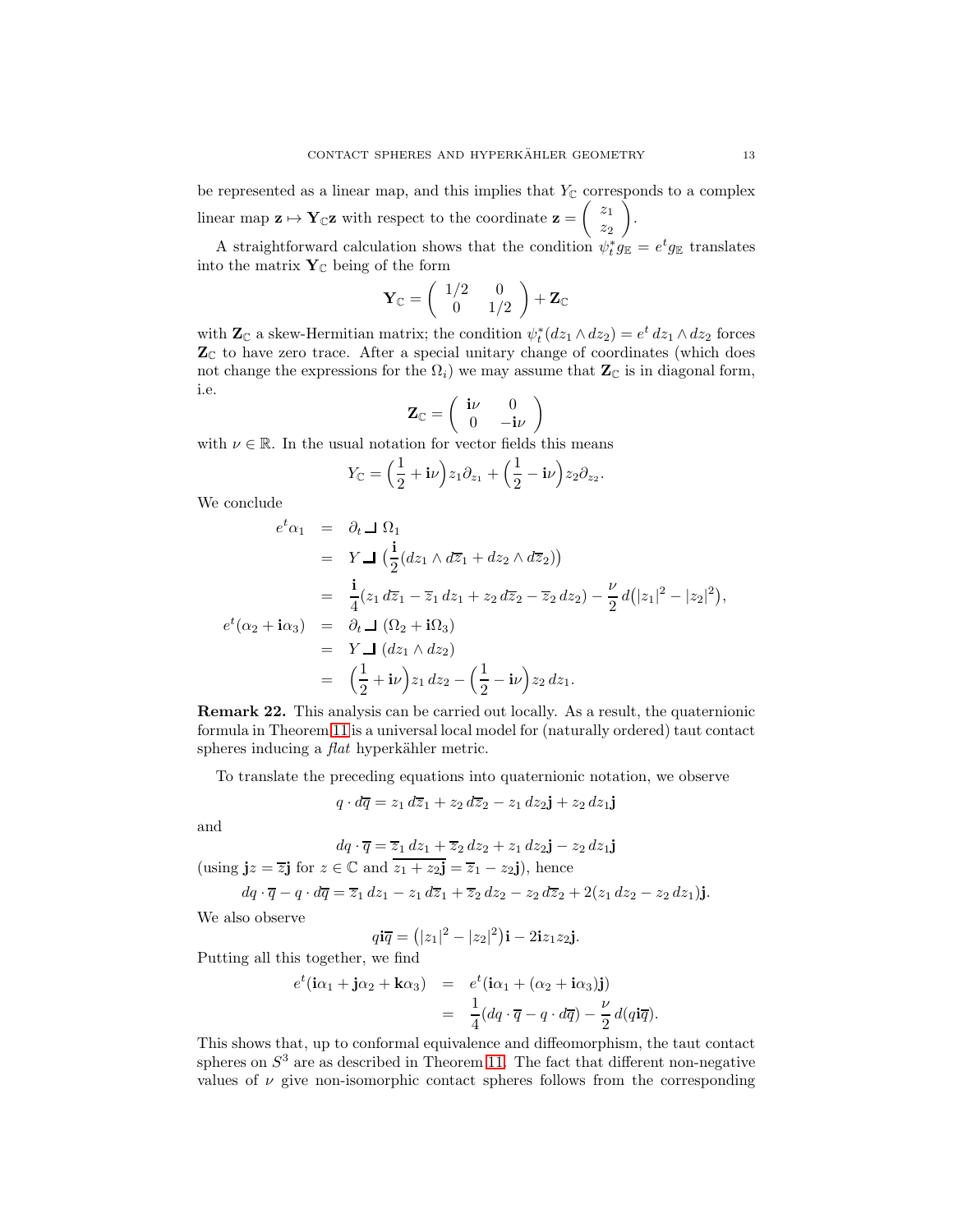be represented as a linear map, and this implies that $Y_{\mathbb{C}}$ corresponds to a complex linear map $\mathbf{z} \mapsto \mathbf{Y}_{\mathbb{C}}\mathbf{z}$ with respect to the coordinate $\mathbf{z} = \begin{pmatrix} z_1 \\ z_2 \end{pmatrix}$.

A straightforward calculation shows that the condition $\psi_t^* g_{\mathbb{E}} = e^t g_{\mathbb{E}}$ translates into the matrix $\mathbf{Y}_{\mathbb{C}}$ being of the form

$$\mathbf{Y}_{\mathbb{C}} = \begin{pmatrix} 1/2 & 0 \\ 0 & 1/2 \end{pmatrix} + \mathbf{Z}_{\mathbb{C}}$$

with $\mathbf{Z}_{\mathbb{C}}$ a skew-Hermitian matrix; the condition $\psi_t^*(dz_1 \wedge dz_2) = e^t \, dz_1 \wedge dz_2$ forces $\mathbf{Z}_{\mathbb{C}}$ to have zero trace. After a special unitary change of coordinates (which does not change the expressions for the $\Omega_i$) we may assume that $\mathbf{Z}_{\mathbb{C}}$ is in diagonal form, i.e.

$$\mathbf{Z}_{\mathbb{C}} = \begin{pmatrix} \mathbf{i}\nu & 0 \\ 0 & -\mathbf{i}\nu \end{pmatrix}$$

with $\nu \in \mathbb{R}$. In the usual notation for vector fields this means

$$Y_{\mathbb{C}} = \Big(\frac{1}{2} + \mathbf{i}\nu\Big) z_1 \partial_{z_1} + \Big(\frac{1}{2} - \mathbf{i}\nu\Big) z_2 \partial_{z_2}.$$

We conclude

$$\begin{aligned}
e^t \alpha_1 &= \partial_t \,\lrcorner\, \Omega_1 \\
&= Y \,\lrcorner\, \big(\frac{\mathbf{i}}{2}(dz_1 \wedge d\overline{z}_1 + dz_2 \wedge d\overline{z}_2)\big) \\
&= \frac{\mathbf{i}}{4}(z_1 \, d\overline{z}_1 - \overline{z}_1 \, dz_1 + z_2 \, d\overline{z}_2 - \overline{z}_2 \, dz_2) - \frac{\nu}{2} \, d\big(|z_1|^2 - |z_2|^2\big), \\
e^t(\alpha_2 + \mathbf{i}\alpha_3) &= \partial_t \,\lrcorner\, (\Omega_2 + \mathbf{i}\Omega_3) \\
&= Y \,\lrcorner\, (dz_1 \wedge dz_2) \\
&= \Big(\frac{1}{2} + \mathbf{i}\nu\Big) z_1 \, dz_2 - \Big(\frac{1}{2} - \mathbf{i}\nu\Big) z_2 \, dz_1.
\end{aligned}$$

**Remark 22.** This analysis can be carried out locally. As a result, the quaternionic formula in Theorem 11 is a universal local model for (naturally ordered) taut contact spheres inducing a *flat* hyperkähler metric.

To translate the preceding equations into quaternionic notation, we observe

$$q \cdot d\overline{q} = z_1 \, d\overline{z}_1 + z_2 \, d\overline{z}_2 - z_1 \, dz_2 \mathbf{j} + z_2 \, dz_1 \mathbf{j}$$

and

$$dq \cdot \overline{q} = \overline{z}_1 \, dz_1 + \overline{z}_2 \, dz_2 + z_1 \, dz_2 \mathbf{j} - z_2 \, dz_1 \mathbf{j}$$

(using $\mathbf{j}z = \overline{z}\mathbf{j}$ for $z \in \mathbb{C}$ and $\overline{z_1 + z_2\mathbf{j}} = \overline{z}_1 - z_2\mathbf{j}$), hence

$$dq \cdot \overline{q} - q \cdot d\overline{q} = \overline{z}_1 \, dz_1 - z_1 \, d\overline{z}_1 + \overline{z}_2 \, dz_2 - z_2 \, d\overline{z}_2 + 2(z_1 \, dz_2 - z_2 \, dz_1)\mathbf{j}.$$

We also observe

$$q\mathbf{i}\overline{q} = \big(|z_1|^2 - |z_2|^2\big)\mathbf{i} - 2\mathbf{i} z_1 z_2 \mathbf{j}.$$

Putting all this together, we find

$$\begin{aligned}
e^t(\mathbf{i}\alpha_1 + \mathbf{j}\alpha_2 + \mathbf{k}\alpha_3) &= e^t(\mathbf{i}\alpha_1 + (\alpha_2 + \mathbf{i}\alpha_3)\mathbf{j}) \\
&= \frac{1}{4}(dq \cdot \overline{q} - q \cdot d\overline{q}) - \frac{\nu}{2} \, d(q\mathbf{i}\overline{q}).
\end{aligned}$$

This shows that, up to conformal equivalence and diffeomorphism, the taut contact spheres on $S^3$ are as described in Theorem 11. The fact that different non-negative values of $\nu$ give non-isomorphic contact spheres follows from the corresponding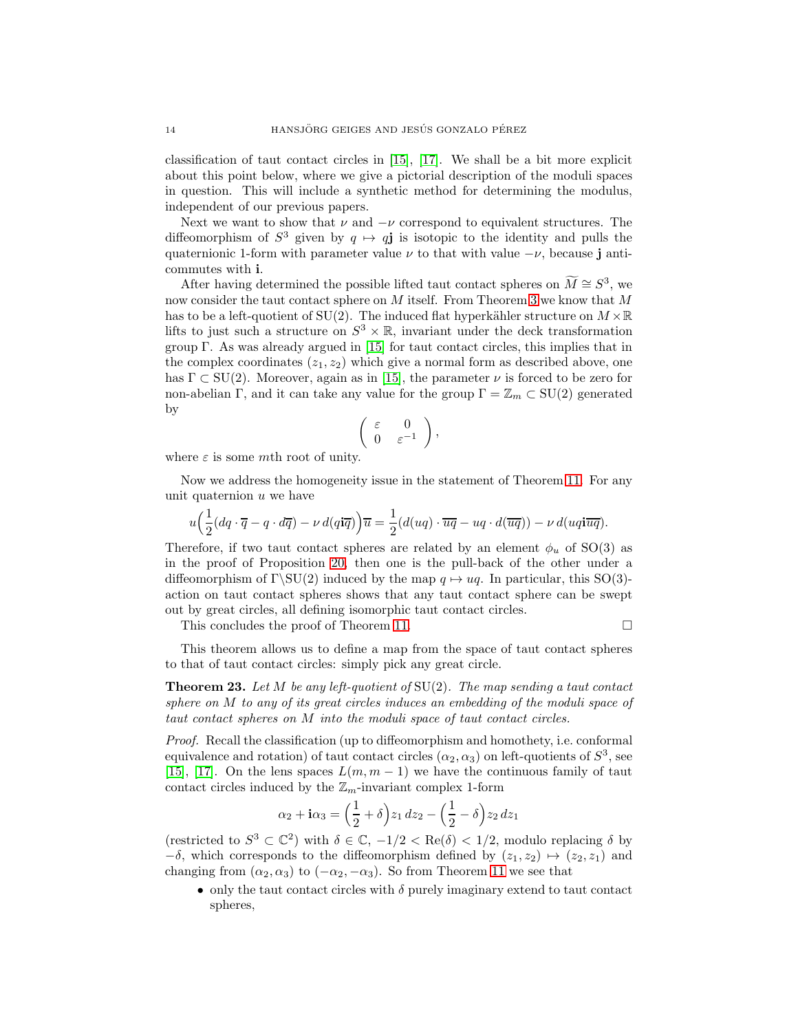classification of taut contact circles in [15], [17]. We shall be a bit more explicit about this point below, where we give a pictorial description of the moduli spaces in question. This will include a synthetic method for determining the modulus, independent of our previous papers.

Next we want to show that $\nu$ and $-\nu$ correspond to equivalent structures. The diffeomorphism of $S^3$ given by $q \mapsto q\mathbf{j}$ is isotopic to the identity and pulls the quaternionic 1-form with parameter value $\nu$ to that with value $-\nu$, because $\mathbf{j}$ anticommutes with $\mathbf{i}$.

After having determined the possible lifted taut contact spheres on $\widetilde{M} \cong S^3$, we now consider the taut contact sphere on $M$ itself. From Theorem 3 we know that $M$ has to be a left-quotient of $\mathrm{SU}(2)$. The induced flat hyperkähler structure on $M \times \mathbb{R}$ lifts to just such a structure on $S^3 \times \mathbb{R}$, invariant under the deck transformation group $\Gamma$. As was already argued in [15] for taut contact circles, this implies that in the complex coordinates $(z_1, z_2)$ which give a normal form as described above, one has $\Gamma \subset \mathrm{SU}(2)$. Moreover, again as in [15], the parameter $\nu$ is forced to be zero for non-abelian $\Gamma$, and it can take any value for the group $\Gamma = \mathbb{Z}_m \subset \mathrm{SU}(2)$ generated by

$$\begin{pmatrix} \varepsilon & 0 \\ 0 & \varepsilon^{-1} \end{pmatrix},$$

where $\varepsilon$ is some $m$th root of unity.

Now we address the homogeneity issue in the statement of Theorem 11. For any unit quaternion $u$ we have

$$u\Big(\frac{1}{2}(dq \cdot \overline{q} - q \cdot d\overline{q}) - \nu\, d(q\mathbf{i}\overline{q})\Big)\overline{u} = \frac{1}{2}(d(uq) \cdot \overline{uq} - uq \cdot d(\overline{uq})) - \nu\, d(uq\mathbf{i}\overline{uq}).$$

Therefore, if two taut contact spheres are related by an element $\phi_u$ of $\mathrm{SO}(3)$ as in the proof of Proposition 20, then one is the pull-back of the other under a diffeomorphism of $\Gamma\backslash\mathrm{SU}(2)$ induced by the map $q \mapsto uq$. In particular, this $\mathrm{SO}(3)$-action on taut contact spheres shows that any taut contact sphere can be swept out by great circles, all defining isomorphic taut contact circles.

This concludes the proof of Theorem 11. □

This theorem allows us to define a map from the space of taut contact spheres to that of taut contact circles: simply pick any great circle.

**Theorem 23.** *Let $M$ be any left-quotient of $\mathrm{SU}(2)$. The map sending a taut contact sphere on $M$ to any of its great circles induces an embedding of the moduli space of taut contact spheres on $M$ into the moduli space of taut contact circles.*

*Proof.* Recall the classification (up to diffeomorphism and homothety, i.e. conformal equivalence and rotation) of taut contact circles $(\alpha_2, \alpha_3)$ on left-quotients of $S^3$, see [15], [17]. On the lens spaces $L(m, m-1)$ we have the continuous family of taut contact circles induced by the $\mathbb{Z}_m$-invariant complex 1-form

$$\alpha_2 + \mathbf{i}\alpha_3 = \Big(\frac{1}{2} + \delta\Big) z_1\, dz_2 - \Big(\frac{1}{2} - \delta\Big) z_2\, dz_1$$

(restricted to $S^3 \subset \mathbb{C}^2$) with $\delta \in \mathbb{C}$, $-1/2 < \mathrm{Re}(\delta) < 1/2$, modulo replacing $\delta$ by $-\delta$, which corresponds to the diffeomorphism defined by $(z_1, z_2) \mapsto (z_2, z_1)$ and changing from $(\alpha_2, \alpha_3)$ to $(-\alpha_2, -\alpha_3)$. So from Theorem 11 we see that

- only the taut contact circles with $\delta$ purely imaginary extend to taut contact spheres,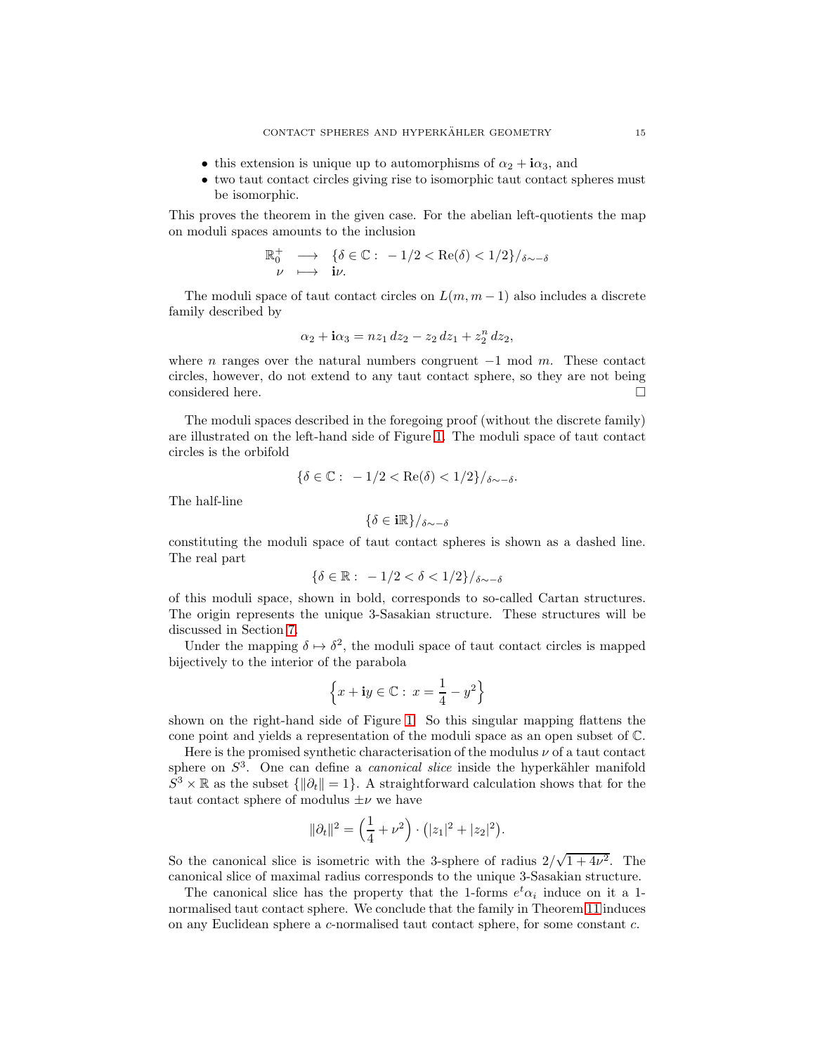- this extension is unique up to automorphisms of $\alpha_2 + \mathbf{i}\alpha_3$, and
- two taut contact circles giving rise to isomorphic taut contact spheres must be isomorphic.

This proves the theorem in the given case. For the abelian left-quotients the map on moduli spaces amounts to the inclusion

$$\begin{array}{rcl} \mathbb{R}_0^+ & \longrightarrow & \{\delta \in \mathbb{C} :\ -1/2 < \mathrm{Re}(\delta) < 1/2\}/_{\delta \sim -\delta} \\ \nu & \longmapsto & \mathbf{i}\nu. \end{array}$$

The moduli space of taut contact circles on $L(m, m-1)$ also includes a discrete family described by

$$\alpha_2 + \mathbf{i}\alpha_3 = nz_1\, dz_2 - z_2\, dz_1 + z_2^n\, dz_2,$$

where $n$ ranges over the natural numbers congruent $-1$ mod $m$. These contact circles, however, do not extend to any taut contact sphere, so they are not being considered here. □

The moduli spaces described in the foregoing proof (without the discrete family) are illustrated on the left-hand side of Figure 1. The moduli space of taut contact circles is the orbifold

$$\{\delta \in \mathbb{C} :\ -1/2 < \mathrm{Re}(\delta) < 1/2\}/_{\delta \sim -\delta}.$$

The half-line

$$\{\delta \in \mathbf{i}\mathbb{R}\}/_{\delta \sim -\delta}$$

constituting the moduli space of taut contact spheres is shown as a dashed line. The real part

$$\{\delta \in \mathbb{R} :\ -1/2 < \delta < 1/2\}/_{\delta \sim -\delta}$$

of this moduli space, shown in bold, corresponds to so-called Cartan structures. The origin represents the unique 3-Sasakian structure. These structures will be discussed in Section 7.

Under the mapping $\delta \mapsto \delta^2$, the moduli space of taut contact circles is mapped bijectively to the interior of the parabola

$$\left\{x + \mathbf{i}y \in \mathbb{C} :\ x = \frac{1}{4} - y^2\right\}$$

shown on the right-hand side of Figure 1. So this singular mapping flattens the cone point and yields a representation of the moduli space as an open subset of $\mathbb{C}$.

Here is the promised synthetic characterisation of the modulus $\nu$ of a taut contact sphere on $S^3$. One can define a *canonical slice* inside the hyperkähler manifold $S^3 \times \mathbb{R}$ as the subset $\{\|\partial_t\| = 1\}$. A straightforward calculation shows that for the taut contact sphere of modulus $\pm\nu$ we have

$$\|\partial_t\|^2 = \left(\frac{1}{4} + \nu^2\right) \cdot \left(|z_1|^2 + |z_2|^2\right).$$

So the canonical slice is isometric with the 3-sphere of radius $2/\sqrt{1 + 4\nu^2}$. The canonical slice of maximal radius corresponds to the unique 3-Sasakian structure.

The canonical slice has the property that the 1-forms $e^t\alpha_i$ induce on it a 1-normalised taut contact sphere. We conclude that the family in Theorem 11 induces on any Euclidean sphere a $c$-normalised taut contact sphere, for some constant $c$.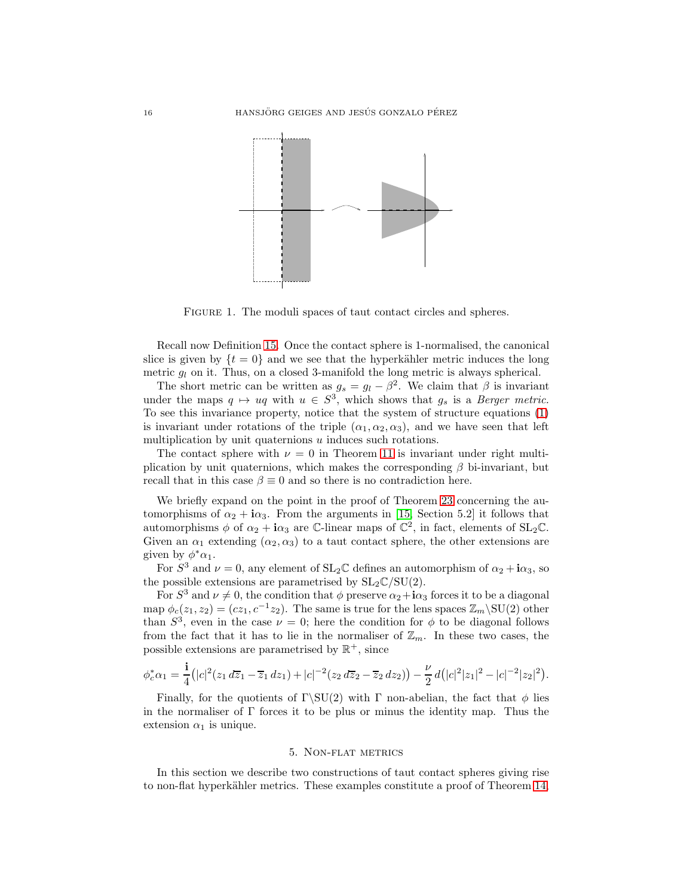FIGURE 1. The moduli spaces of taut contact circles and spheres.

Recall now Definition 15. Once the contact sphere is 1-normalised, the canonical slice is given by $\{t = 0\}$ and we see that the hyperkähler metric induces the long metric $g_l$ on it. Thus, on a closed 3-manifold the long metric is always spherical.

The short metric can be written as $g_s = g_l - \beta^2$. We claim that $\beta$ is invariant under the maps $q \mapsto uq$ with $u \in S^3$, which shows that $g_s$ is a *Berger metric*. To see this invariance property, notice that the system of structure equations (1) is invariant under rotations of the triple $(\alpha_1, \alpha_2, \alpha_3)$, and we have seen that left multiplication by unit quaternions $u$ induces such rotations.

The contact sphere with $\nu = 0$ in Theorem 11 is invariant under right multiplication by unit quaternions, which makes the corresponding $\beta$ bi-invariant, but recall that in this case $\beta \equiv 0$ and so there is no contradiction here.

We briefly expand on the point in the proof of Theorem 23 concerning the automorphisms of $\alpha_2 + \mathbf{i}\alpha_3$. From the arguments in [15, Section 5.2] it follows that automorphisms $\phi$ of $\alpha_2 + \mathbf{i}\alpha_3$ are $\mathbb{C}$-linear maps of $\mathbb{C}^2$, in fact, elements of $\mathrm{SL}_2\mathbb{C}$. Given an $\alpha_1$ extending $(\alpha_2, \alpha_3)$ to a taut contact sphere, the other extensions are given by $\phi^*\alpha_1$.

For $S^3$ and $\nu = 0$, any element of $\mathrm{SL}_2\mathbb{C}$ defines an automorphism of $\alpha_2 + \mathbf{i}\alpha_3$, so the possible extensions are parametrised by $\mathrm{SL}_2\mathbb{C}/\mathrm{SU}(2)$.

For $S^3$ and $\nu \neq 0$, the condition that $\phi$ preserve $\alpha_2 + \mathbf{i}\alpha_3$ forces it to be a diagonal map $\phi_c(z_1, z_2) = (cz_1, c^{-1}z_2)$. The same is true for the lens spaces $\mathbb{Z}_m\backslash\mathrm{SU}(2)$ other than $S^3$, even in the case $\nu = 0$; here the condition for $\phi$ to be diagonal follows from the fact that it has to lie in the normaliser of $\mathbb{Z}_m$. In these two cases, the possible extensions are parametrised by $\mathbb{R}^+$, since

$$\phi_c^*\alpha_1 = \frac{\mathbf{i}}{4}\big(|c|^2(z_1\, d\overline{z}_1 - \overline{z}_1\, dz_1) + |c|^{-2}(z_2\, d\overline{z}_2 - \overline{z}_2\, dz_2)\big) - \frac{\nu}{2}\, d\big(|c|^2|z_1|^2 - |c|^{-2}|z_2|^2\big).$$

Finally, for the quotients of $\Gamma\backslash\mathrm{SU}(2)$ with $\Gamma$ non-abelian, the fact that $\phi$ lies in the normaliser of $\Gamma$ forces it to be plus or minus the identity map. Thus the extension $\alpha_1$ is unique.

## 5. Non-flat metrics

In this section we describe two constructions of taut contact spheres giving rise to non-flat hyperkähler metrics. These examples constitute a proof of Theorem 14.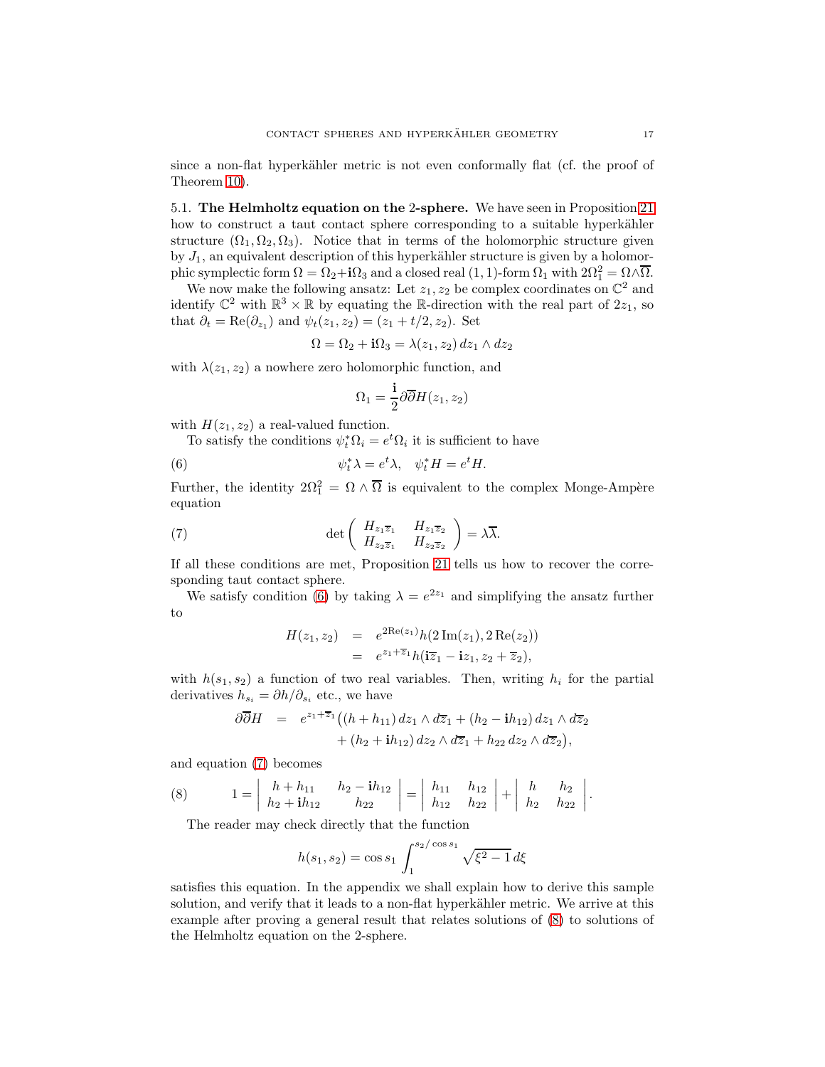since a non-flat hyperkähler metric is not even conformally flat (cf. the proof of Theorem 10).

### 5.1. The Helmholtz equation on the 2-sphere.

We have seen in Proposition 21 how to construct a taut contact sphere corresponding to a suitable hyperkähler structure $(\Omega_1, \Omega_2, \Omega_3)$. Notice that in terms of the holomorphic structure given by $J_1$, an equivalent description of this hyperkähler structure is given by a holomorphic symplectic form $\Omega = \Omega_2 + \mathbf{i}\Omega_3$ and a closed real $(1,1)$-form $\Omega_1$ with $2\Omega_1^2 = \Omega \wedge \overline{\Omega}$.

We now make the following ansatz: Let $z_1, z_2$ be complex coordinates on $\mathbb{C}^2$ and identify $\mathbb{C}^2$ with $\mathbb{R}^3 \times \mathbb{R}$ by equating the $\mathbb{R}$-direction with the real part of $2z_1$, so that $\partial_t = \mathrm{Re}(\partial_{z_1})$ and $\psi_t(z_1, z_2) = (z_1 + t/2, z_2)$. Set

$$\Omega = \Omega_2 + \mathbf{i}\Omega_3 = \lambda(z_1, z_2)\, dz_1 \wedge dz_2$$

with $\lambda(z_1, z_2)$ a nowhere zero holomorphic function, and

$$\Omega_1 = \frac{\mathbf{i}}{2} \partial\overline{\partial} H(z_1, z_2)$$

with $H(z_1, z_2)$ a real-valued function.

To satisfy the conditions $\psi_t^* \Omega_i = e^t \Omega_i$ it is sufficient to have

$$\psi_t^* \lambda = e^t \lambda, \quad \psi_t^* H = e^t H. \tag{6}$$

Further, the identity $2\Omega_1^2 = \Omega \wedge \overline{\Omega}$ is equivalent to the complex Monge-Ampère equation

$$\det \begin{pmatrix} H_{z_1\overline{z}_1} & H_{z_1\overline{z}_2} \\ H_{z_2\overline{z}_1} & H_{z_2\overline{z}_2} \end{pmatrix} = \lambda\overline{\lambda}. \tag{7}$$

If all these conditions are met, Proposition 21 tells us how to recover the corresponding taut contact sphere.

We satisfy condition (6) by taking $\lambda = e^{2z_1}$ and simplifying the ansatz further to

$$\begin{aligned} H(z_1, z_2) &= e^{2\mathrm{Re}(z_1)} h(2\,\mathrm{Im}(z_1), 2\,\mathrm{Re}(z_2)) \\ &= e^{z_1 + \overline{z}_1} h(\mathbf{i}\overline{z}_1 - \mathbf{i}z_1, z_2 + \overline{z}_2), \end{aligned}$$

with $h(s_1, s_2)$ a function of two real variables. Then, writing $h_i$ for the partial derivatives $h_{s_i} = \partial h / \partial_{s_i}$ etc., we have

$$\begin{aligned} \partial\overline{\partial} H &= e^{z_1 + \overline{z}_1} \big( (h + h_{11})\, dz_1 \wedge d\overline{z}_1 + (h_2 - \mathbf{i}h_{12})\, dz_1 \wedge d\overline{z}_2 \\ &\qquad + (h_2 + \mathbf{i}h_{12})\, dz_2 \wedge d\overline{z}_1 + h_{22}\, dz_2 \wedge d\overline{z}_2 \big), \end{aligned}$$

and equation (7) becomes

$$1 = \begin{vmatrix} h + h_{11} & h_2 - \mathbf{i}h_{12} \\ h_2 + \mathbf{i}h_{12} & h_{22} \end{vmatrix} = \begin{vmatrix} h_{11} & h_{12} \\ h_{12} & h_{22} \end{vmatrix} + \begin{vmatrix} h & h_2 \\ h_2 & h_{22} \end{vmatrix}. \tag{8}$$

The reader may check directly that the function

$$h(s_1, s_2) = \cos s_1 \int_1^{s_2/\cos s_1} \sqrt{\xi^2 - 1}\, d\xi$$

satisfies this equation. In the appendix we shall explain how to derive this sample solution, and verify that it leads to a non-flat hyperkähler metric. We arrive at this example after proving a general result that relates solutions of (8) to solutions of the Helmholtz equation on the 2-sphere.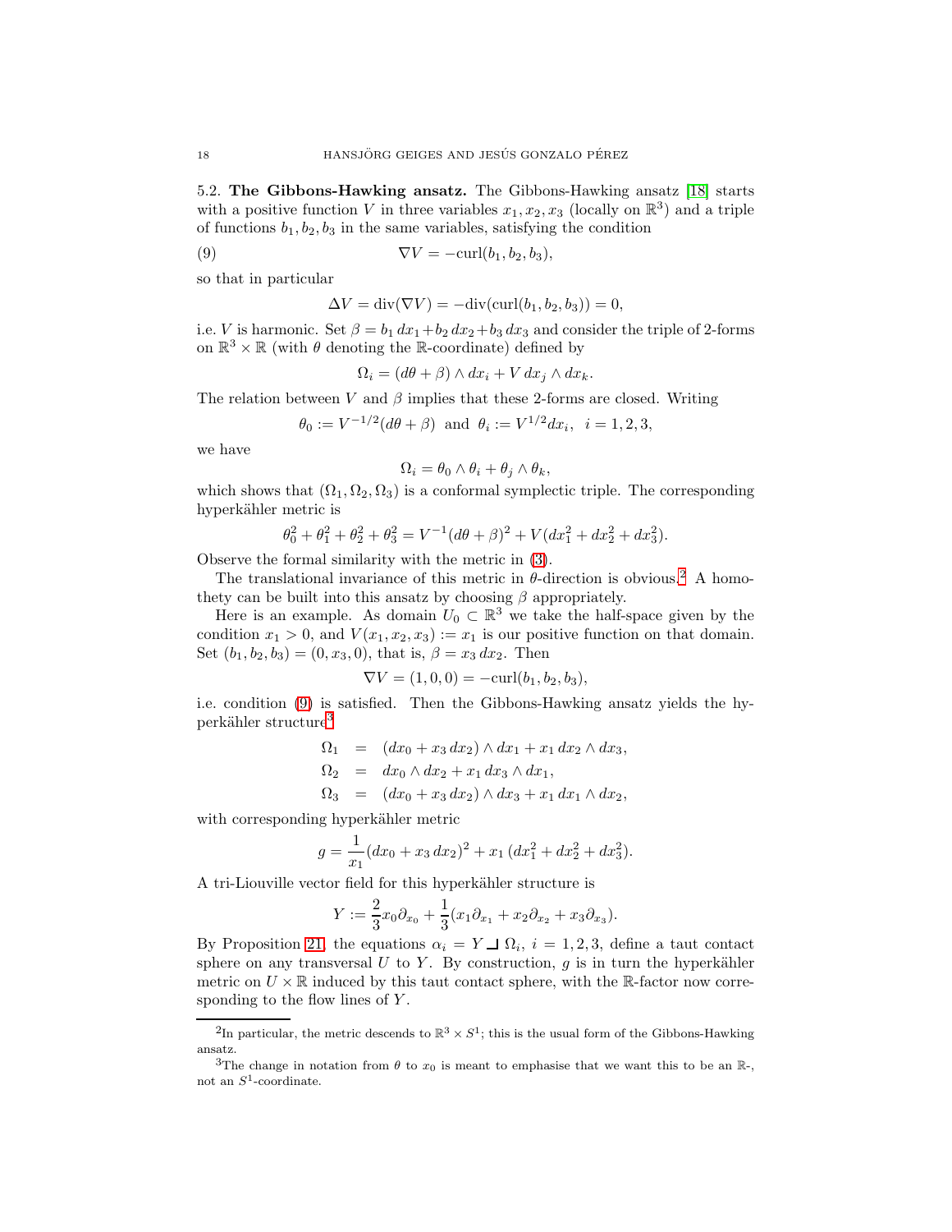5.2. **The Gibbons-Hawking ansatz.** The Gibbons-Hawking ansatz [18] starts with a positive function $V$ in three variables $x_1, x_2, x_3$ (locally on $\mathbb{R}^3$) and a triple of functions $b_1, b_2, b_3$ in the same variables, satisfying the condition

$$\nabla V = -\mathrm{curl}(b_1, b_2, b_3), \tag{9}$$

so that in particular

$$\Delta V = \mathrm{div}(\nabla V) = -\mathrm{div}(\mathrm{curl}(b_1, b_2, b_3)) = 0,$$

i.e. $V$ is harmonic. Set $\beta = b_1\, dx_1 + b_2\, dx_2 + b_3\, dx_3$ and consider the triple of 2-forms on $\mathbb{R}^3 \times \mathbb{R}$ (with $\theta$ denoting the $\mathbb{R}$-coordinate) defined by

$$\Omega_i = (d\theta + \beta) \wedge dx_i + V\, dx_j \wedge dx_k.$$

The relation between $V$ and $\beta$ implies that these 2-forms are closed. Writing

$$\theta_0 := V^{-1/2}(d\theta + \beta) \;\text{ and }\; \theta_i := V^{1/2} dx_i,\;\; i = 1, 2, 3,$$

we have

$$\Omega_i = \theta_0 \wedge \theta_i + \theta_j \wedge \theta_k,$$

which shows that $(\Omega_1, \Omega_2, \Omega_3)$ is a conformal symplectic triple. The corresponding hyperkähler metric is

$$\theta_0^2 + \theta_1^2 + \theta_2^2 + \theta_3^2 = V^{-1}(d\theta + \beta)^2 + V(dx_1^2 + dx_2^2 + dx_3^2).$$

Observe the formal similarity with the metric in (3).

The translational invariance of this metric in $\theta$-direction is obvious.[2] A homothety can be built into this ansatz by choosing $\beta$ appropriately.

Here is an example. As domain $U_0 \subset \mathbb{R}^3$ we take the half-space given by the condition $x_1 > 0$, and $V(x_1, x_2, x_3) := x_1$ is our positive function on that domain. Set $(b_1, b_2, b_3) = (0, x_3, 0)$, that is, $\beta = x_3\, dx_2$. Then

$$\nabla V = (1, 0, 0) = -\mathrm{curl}(b_1, b_2, b_3),$$

i.e. condition (9) is satisfied. Then the Gibbons-Hawking ansatz yields the hyperkähler structure[3]

$$\begin{aligned}
\Omega_1 &= (dx_0 + x_3\, dx_2) \wedge dx_1 + x_1\, dx_2 \wedge dx_3,\\
\Omega_2 &= dx_0 \wedge dx_2 + x_1\, dx_3 \wedge dx_1,\\
\Omega_3 &= (dx_0 + x_3\, dx_2) \wedge dx_3 + x_1\, dx_1 \wedge dx_2,
\end{aligned}$$

with corresponding hyperkähler metric

$$g = \frac{1}{x_1}(dx_0 + x_3\, dx_2)^2 + x_1\,(dx_1^2 + dx_2^2 + dx_3^2).$$

A tri-Liouville vector field for this hyperkähler structure is

$$Y := \frac{2}{3} x_0 \partial_{x_0} + \frac{1}{3}(x_1 \partial_{x_1} + x_2 \partial_{x_2} + x_3 \partial_{x_3}).$$

By Proposition 21, the equations $\alpha_i = Y \,\lrcorner\, \Omega_i$, $i = 1, 2, 3$, define a taut contact sphere on any transversal $U$ to $Y$. By construction, $g$ is in turn the hyperkähler metric on $U \times \mathbb{R}$ induced by this taut contact sphere, with the $\mathbb{R}$-factor now corresponding to the flow lines of $Y$.

---

[2] In particular, the metric descends to $\mathbb{R}^3 \times S^1$; this is the usual form of the Gibbons-Hawking ansatz.

[3] The change in notation from $\theta$ to $x_0$ is meant to emphasise that we want this to be an $\mathbb{R}$-, not an $S^1$-coordinate.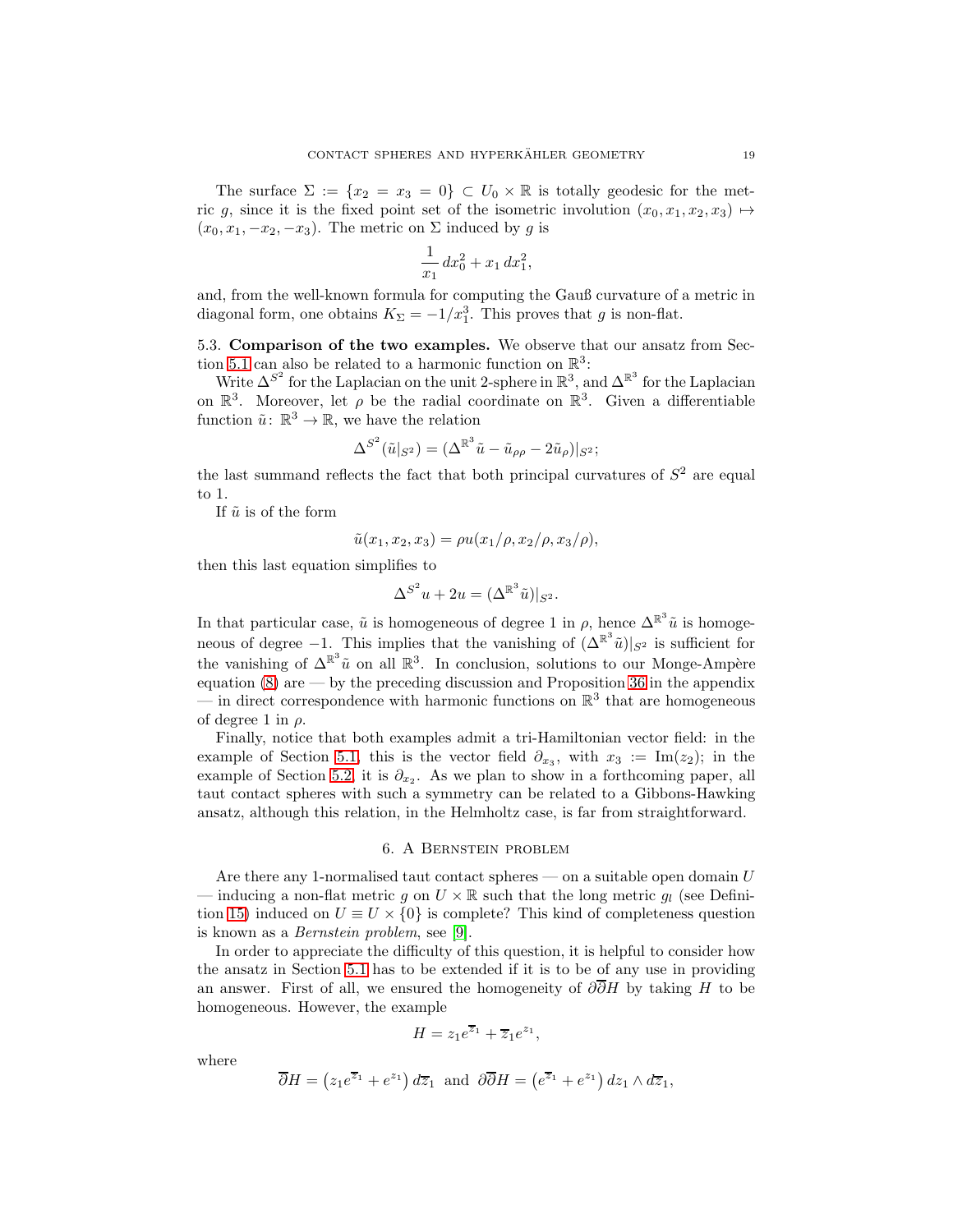The surface $\Sigma := \{x_2 = x_3 = 0\} \subset U_0 \times \mathbb{R}$ is totally geodesic for the metric $g$, since it is the fixed point set of the isometric involution $(x_0, x_1, x_2, x_3) \mapsto (x_0, x_1, -x_2, -x_3)$. The metric on $\Sigma$ induced by $g$ is

$$\frac{1}{x_1}\, dx_0^2 + x_1\, dx_1^2,$$

and, from the well-known formula for computing the Gauß curvature of a metric in diagonal form, one obtains $K_\Sigma = -1/x_1^3$. This proves that $g$ is non-flat.

## 5.3. Comparison of the two examples.

We observe that our ansatz from Section 5.1 can also be related to a harmonic function on $\mathbb{R}^3$:

Write $\Delta^{S^2}$ for the Laplacian on the unit 2-sphere in $\mathbb{R}^3$, and $\Delta^{\mathbb{R}^3}$ for the Laplacian on $\mathbb{R}^3$. Moreover, let $\rho$ be the radial coordinate on $\mathbb{R}^3$. Given a differentiable function $\tilde{u}\colon \mathbb{R}^3 \to \mathbb{R}$, we have the relation

$$\Delta^{S^2}(\tilde{u}|_{S^2}) = (\Delta^{\mathbb{R}^3}\tilde{u} - \tilde{u}_{\rho\rho} - 2\tilde{u}_\rho)|_{S^2};$$

the last summand reflects the fact that both principal curvatures of $S^2$ are equal to 1.

If $\tilde{u}$ is of the form

$$\tilde{u}(x_1, x_2, x_3) = \rho u(x_1/\rho, x_2/\rho, x_3/\rho),$$

then this last equation simplifies to

$$\Delta^{S^2} u + 2u = (\Delta^{\mathbb{R}^3}\tilde{u})|_{S^2}.$$

In that particular case, $\tilde{u}$ is homogeneous of degree 1 in $\rho$, hence $\Delta^{\mathbb{R}^3}\tilde{u}$ is homogeneous of degree $-1$. This implies that the vanishing of $(\Delta^{\mathbb{R}^3}\tilde{u})|_{S^2}$ is sufficient for the vanishing of $\Delta^{\mathbb{R}^3}\tilde{u}$ on all $\mathbb{R}^3$. In conclusion, solutions to our Monge-Ampère equation (8) are — by the preceding discussion and Proposition 36 in the appendix — in direct correspondence with harmonic functions on $\mathbb{R}^3$ that are homogeneous of degree 1 in $\rho$.

Finally, notice that both examples admit a tri-Hamiltonian vector field: in the example of Section 5.1, this is the vector field $\partial_{x_3}$, with $x_3 := \mathrm{Im}(z_2)$; in the example of Section 5.2, it is $\partial_{x_2}$. As we plan to show in a forthcoming paper, all taut contact spheres with such a symmetry can be related to a Gibbons-Hawking ansatz, although this relation, in the Helmholtz case, is far from straightforward.

# 6. A Bernstein problem

Are there any 1-normalised taut contact spheres — on a suitable open domain $U$ — inducing a non-flat metric $g$ on $U \times \mathbb{R}$ such that the long metric $g_l$ (see Definition 15) induced on $U \equiv U \times \{0\}$ is complete? This kind of completeness question is known as a *Bernstein problem*, see [9].

In order to appreciate the difficulty of this question, it is helpful to consider how the ansatz in Section 5.1 has to be extended if it is to be of any use in providing an answer. First of all, we ensured the homogeneity of $\partial\overline{\partial}H$ by taking $H$ to be homogeneous. However, the example

$$H = z_1 e^{\overline{z}_1} + \overline{z}_1 e^{z_1},$$

where

$$\overline{\partial}H = \left(z_1 e^{\overline{z}_1} + e^{z_1}\right) d\overline{z}_1 \;\text{ and }\; \partial\overline{\partial}H = \left(e^{\overline{z}_1} + e^{z_1}\right) dz_1 \wedge d\overline{z}_1,$$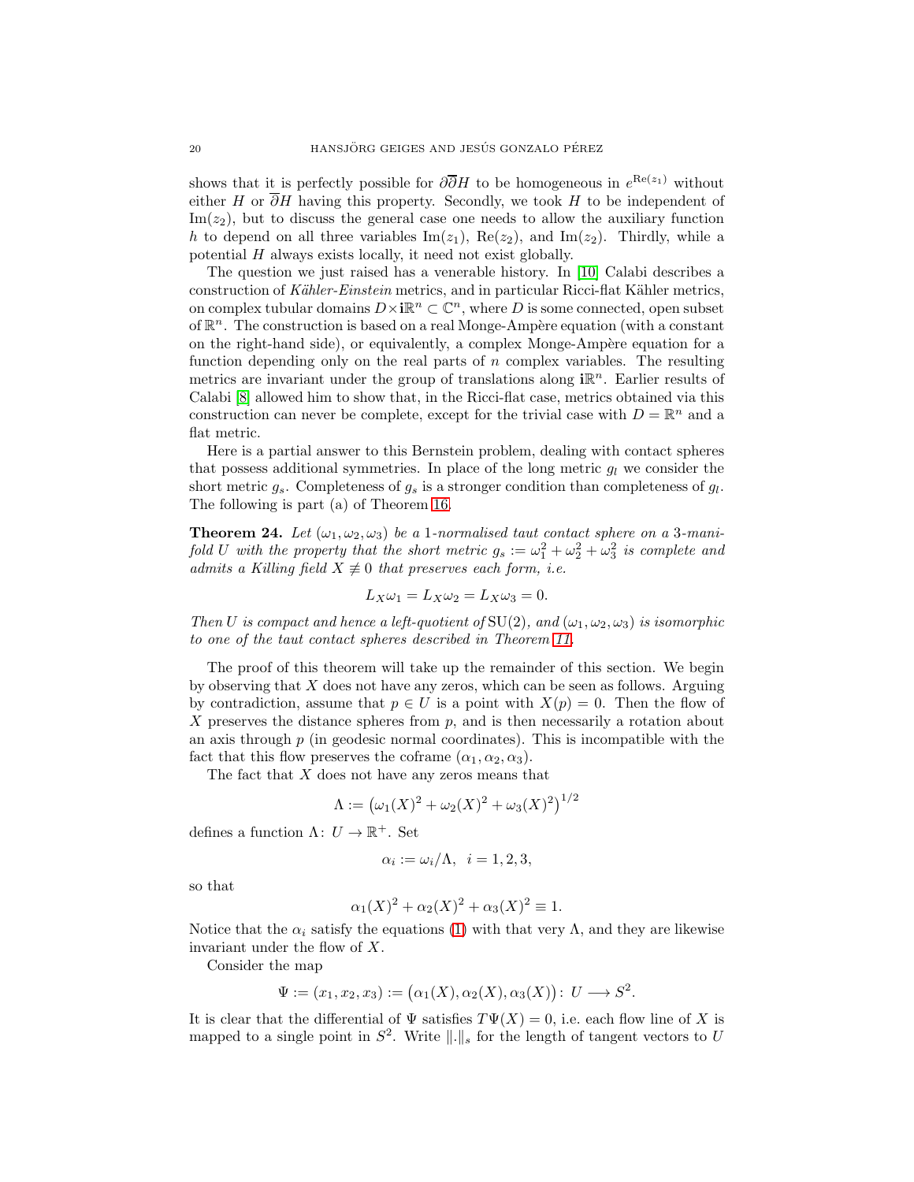shows that it is perfectly possible for $\partial\overline{\partial}H$ to be homogeneous in $e^{\mathrm{Re}(z_1)}$ without either $H$ or $\overline{\partial}H$ having this property. Secondly, we took $H$ to be independent of $\mathrm{Im}(z_2)$, but to discuss the general case one needs to allow the auxiliary function $h$ to depend on all three variables $\mathrm{Im}(z_1)$, $\mathrm{Re}(z_2)$, and $\mathrm{Im}(z_2)$. Thirdly, while a potential $H$ always exists locally, it need not exist globally.

The question we just raised has a venerable history. In [10] Calabi describes a construction of *Kähler-Einstein* metrics, and in particular Ricci-flat Kähler metrics, on complex tubular domains $D\times \mathbf{i}\mathbb{R}^n \subset \mathbb{C}^n$, where $D$ is some connected, open subset of $\mathbb{R}^n$. The construction is based on a real Monge-Ampère equation (with a constant on the right-hand side), or equivalently, a complex Monge-Ampère equation for a function depending only on the real parts of $n$ complex variables. The resulting metrics are invariant under the group of translations along $\mathbf{i}\mathbb{R}^n$. Earlier results of Calabi [8] allowed him to show that, in the Ricci-flat case, metrics obtained via this construction can never be complete, except for the trivial case with $D=\mathbb{R}^n$ and a flat metric.

Here is a partial answer to this Bernstein problem, dealing with contact spheres that possess additional symmetries. In place of the long metric $g_l$ we consider the short metric $g_s$. Completeness of $g_s$ is a stronger condition than completeness of $g_l$. The following is part (a) of Theorem 16.

**Theorem 24.** *Let $(\omega_1,\omega_2,\omega_3)$ be a 1-normalised taut contact sphere on a 3-manifold $U$ with the property that the short metric $g_s := \omega_1^2+\omega_2^2+\omega_3^2$ is complete and admits a Killing field $X\not\equiv 0$ that preserves each form, i.e.*

$$L_X\omega_1 = L_X\omega_2 = L_X\omega_3 = 0.$$

*Then $U$ is compact and hence a left-quotient of $\mathrm{SU}(2)$, and $(\omega_1,\omega_2,\omega_3)$ is isomorphic to one of the taut contact spheres described in Theorem 11.*

The proof of this theorem will take up the remainder of this section. We begin by observing that $X$ does not have any zeros, which can be seen as follows. Arguing by contradiction, assume that $p\in U$ is a point with $X(p)=0$. Then the flow of $X$ preserves the distance spheres from $p$, and is then necessarily a rotation about an axis through $p$ (in geodesic normal coordinates). This is incompatible with the fact that this flow preserves the coframe $(\alpha_1,\alpha_2,\alpha_3)$.

The fact that $X$ does not have any zeros means that

$$\Lambda := \bigl(\omega_1(X)^2+\omega_2(X)^2+\omega_3(X)^2\bigr)^{1/2}$$

defines a function $\Lambda\colon U\to\mathbb{R}^+$. Set

$$\alpha_i := \omega_i/\Lambda,\;\; i=1,2,3,$$

so that

$$\alpha_1(X)^2+\alpha_2(X)^2+\alpha_3(X)^2\equiv 1.$$

Notice that the $\alpha_i$ satisfy the equations (1) with that very $\Lambda$, and they are likewise invariant under the flow of $X$.

Consider the map

$$\Psi := (x_1,x_2,x_3) := \bigl(\alpha_1(X),\alpha_2(X),\alpha_3(X)\bigr)\colon\; U\longrightarrow S^2.$$

It is clear that the differential of $\Psi$ satisfies $T\Psi(X)=0$, i.e. each flow line of $X$ is mapped to a single point in $S^2$. Write $\|.\|_s$ for the length of tangent vectors to $U$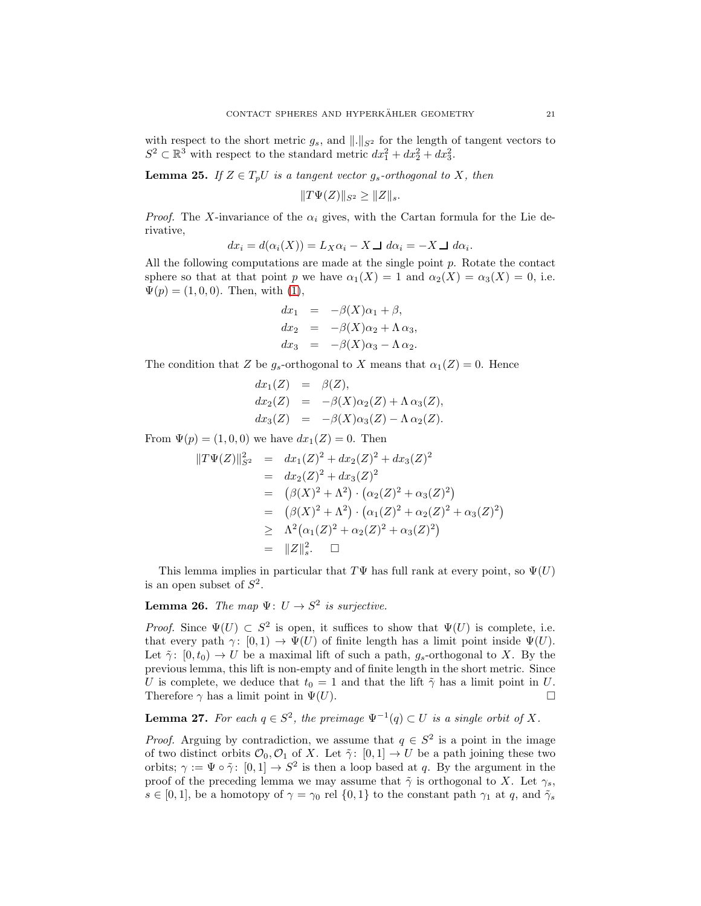with respect to the short metric $g_s$, and $\|.\|_{S^2}$ for the length of tangent vectors to $S^2 \subset \mathbb{R}^3$ with respect to the standard metric $dx_1^2 + dx_2^2 + dx_3^2$.

**Lemma 25.** *If $Z \in T_pU$ is a tangent vector $g_s$-orthogonal to $X$, then*

$$\|T\Psi(Z)\|_{S^2} \geq \|Z\|_s.$$

*Proof.* The $X$-invariance of the $\alpha_i$ gives, with the Cartan formula for the Lie derivative,

$$dx_i = d(\alpha_i(X)) = L_X\alpha_i - X \,\lrcorner\, d\alpha_i = -X \,\lrcorner\, d\alpha_i.$$

All the following computations are made at the single point $p$. Rotate the contact sphere so that at that point $p$ we have $\alpha_1(X) = 1$ and $\alpha_2(X) = \alpha_3(X) = 0$, i.e. $\Psi(p) = (1, 0, 0)$. Then, with (1),

$$\begin{aligned}
dx_1 &= -\beta(X)\alpha_1 + \beta,\\
dx_2 &= -\beta(X)\alpha_2 + \Lambda\,\alpha_3,\\
dx_3 &= -\beta(X)\alpha_3 - \Lambda\,\alpha_2.
\end{aligned}$$

The condition that $Z$ be $g_s$-orthogonal to $X$ means that $\alpha_1(Z) = 0$. Hence

$$\begin{aligned}
dx_1(Z) &= \beta(Z),\\
dx_2(Z) &= -\beta(X)\alpha_2(Z) + \Lambda\,\alpha_3(Z),\\
dx_3(Z) &= -\beta(X)\alpha_3(Z) - \Lambda\,\alpha_2(Z).
\end{aligned}$$

From $\Psi(p) = (1, 0, 0)$ we have $dx_1(Z) = 0$. Then

$$\begin{aligned}
\|T\Psi(Z)\|_{S^2}^2 &= dx_1(Z)^2 + dx_2(Z)^2 + dx_3(Z)^2\\
&= dx_2(Z)^2 + dx_3(Z)^2\\
&= \big(\beta(X)^2 + \Lambda^2\big)\cdot\big(\alpha_2(Z)^2 + \alpha_3(Z)^2\big)\\
&= \big(\beta(X)^2 + \Lambda^2\big)\cdot\big(\alpha_1(Z)^2 + \alpha_2(Z)^2 + \alpha_3(Z)^2\big)\\
&\geq \Lambda^2\big(\alpha_1(Z)^2 + \alpha_2(Z)^2 + \alpha_3(Z)^2\big)\\
&= \|Z\|_s^2. \qquad \square
\end{aligned}$$

This lemma implies in particular that $T\Psi$ has full rank at every point, so $\Psi(U)$ is an open subset of $S^2$.

**Lemma 26.** *The map $\Psi\colon U \to S^2$ is surjective.*

*Proof.* Since $\Psi(U) \subset S^2$ is open, it suffices to show that $\Psi(U)$ is complete, i.e. that every path $\gamma\colon [0, 1) \to \Psi(U)$ of finite length has a limit point inside $\Psi(U)$. Let $\tilde{\gamma}\colon [0, t_0) \to U$ be a maximal lift of such a path, $g_s$-orthogonal to $X$. By the previous lemma, this lift is non-empty and of finite length in the short metric. Since $U$ is complete, we deduce that $t_0 = 1$ and that the lift $\tilde{\gamma}$ has a limit point in $U$. Therefore $\gamma$ has a limit point in $\Psi(U)$. $\square$

**Lemma 27.** *For each $q \in S^2$, the preimage $\Psi^{-1}(q) \subset U$ is a single orbit of $X$.*

*Proof.* Arguing by contradiction, we assume that $q \in S^2$ is a point in the image of two distinct orbits $\mathcal{O}_0, \mathcal{O}_1$ of $X$. Let $\tilde{\gamma}\colon [0, 1] \to U$ be a path joining these two orbits; $\gamma := \Psi \circ \tilde{\gamma}\colon [0, 1] \to S^2$ is then a loop based at $q$. By the argument in the proof of the preceding lemma we may assume that $\tilde{\gamma}$ is orthogonal to $X$. Let $\gamma_s$, $s \in [0, 1]$, be a homotopy of $\gamma = \gamma_0$ rel $\{0, 1\}$ to the constant path $\gamma_1$ at $q$, and $\tilde{\gamma}_s$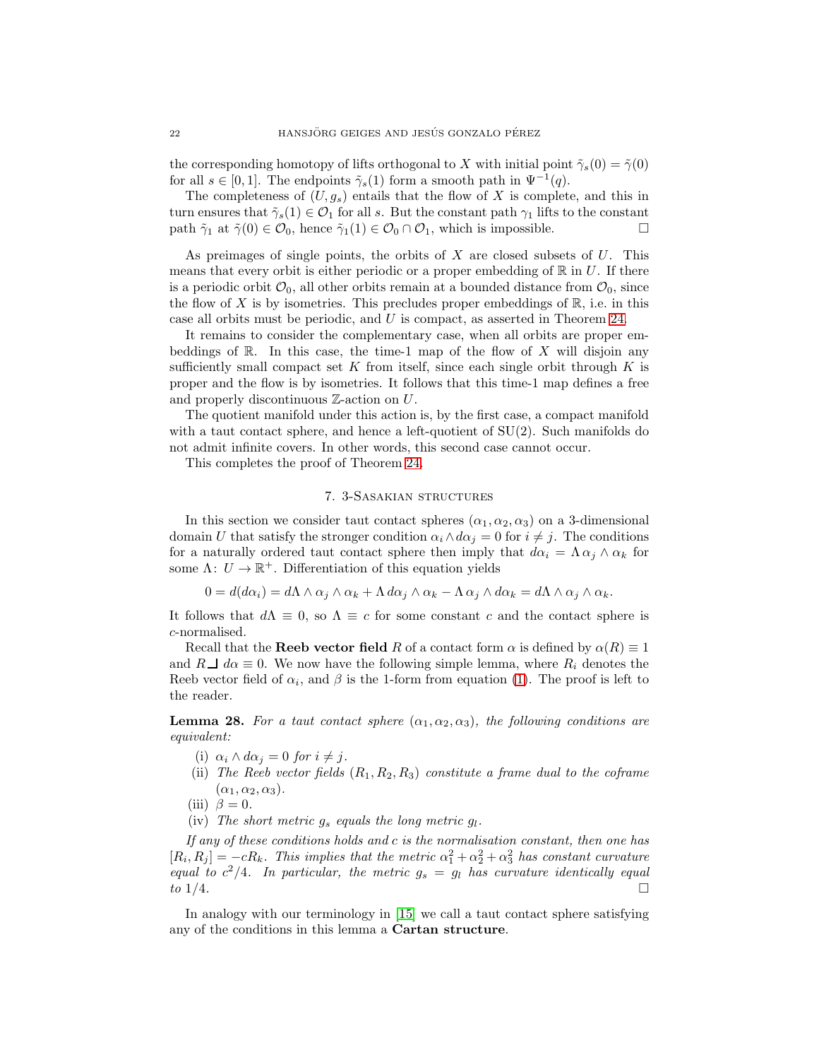the corresponding homotopy of lifts orthogonal to $X$ with initial point $\tilde{\gamma}_s(0) = \tilde{\gamma}(0)$ for all $s \in [0,1]$. The endpoints $\tilde{\gamma}_s(1)$ form a smooth path in $\Psi^{-1}(q)$.

The completeness of $(U, g_s)$ entails that the flow of $X$ is complete, and this in turn ensures that $\tilde{\gamma}_s(1) \in \mathcal{O}_1$ for all $s$. But the constant path $\gamma_1$ lifts to the constant path $\tilde{\gamma}_1$ at $\tilde{\gamma}(0) \in \mathcal{O}_0$, hence $\tilde{\gamma}_1(1) \in \mathcal{O}_0 \cap \mathcal{O}_1$, which is impossible. □

As preimages of single points, the orbits of $X$ are closed subsets of $U$. This means that every orbit is either periodic or a proper embedding of $\mathbb{R}$ in $U$. If there is a periodic orbit $\mathcal{O}_0$, all other orbits remain at a bounded distance from $\mathcal{O}_0$, since the flow of $X$ is by isometries. This precludes proper embeddings of $\mathbb{R}$, i.e. in this case all orbits must be periodic, and $U$ is compact, as asserted in Theorem 24.

It remains to consider the complementary case, when all orbits are proper embeddings of $\mathbb{R}$. In this case, the time-1 map of the flow of $X$ will disjoin any sufficiently small compact set $K$ from itself, since each single orbit through $K$ is proper and the flow is by isometries. It follows that this time-1 map defines a free and properly discontinuous $\mathbb{Z}$-action on $U$.

The quotient manifold under this action is, by the first case, a compact manifold with a taut contact sphere, and hence a left-quotient of $\mathrm{SU}(2)$. Such manifolds do not admit infinite covers. In other words, this second case cannot occur.

This completes the proof of Theorem 24.

## 7. 3-Sasakian structures

In this section we consider taut contact spheres $(\alpha_1, \alpha_2, \alpha_3)$ on a 3-dimensional domain $U$ that satisfy the stronger condition $\alpha_i \wedge d\alpha_j = 0$ for $i \neq j$. The conditions for a naturally ordered taut contact sphere then imply that $d\alpha_i = \Lambda\, \alpha_j \wedge \alpha_k$ for some $\Lambda \colon U \to \mathbb{R}^+$. Differentiation of this equation yields

$$0 = d(d\alpha_i) = d\Lambda \wedge \alpha_j \wedge \alpha_k + \Lambda\, d\alpha_j \wedge \alpha_k - \Lambda\, \alpha_j \wedge d\alpha_k = d\Lambda \wedge \alpha_j \wedge \alpha_k.$$

It follows that $d\Lambda \equiv 0$, so $\Lambda \equiv c$ for some constant $c$ and the contact sphere is $c$-normalised.

Recall that the **Reeb vector field** $R$ of a contact form $\alpha$ is defined by $\alpha(R) \equiv 1$ and $R \,\lrcorner\, d\alpha \equiv 0$. We now have the following simple lemma, where $R_i$ denotes the Reeb vector field of $\alpha_i$, and $\beta$ is the 1-form from equation (1). The proof is left to the reader.

**Lemma 28.** *For a taut contact sphere $(\alpha_1, \alpha_2, \alpha_3)$, the following conditions are equivalent:*

- (i) *$\alpha_i \wedge d\alpha_j = 0$ for $i \neq j$.*
- (ii) *The Reeb vector fields $(R_1, R_2, R_3)$ constitute a frame dual to the coframe $(\alpha_1, \alpha_2, \alpha_3)$.*
- (iii) *$\beta = 0$.*
- (iv) *The short metric $g_s$ equals the long metric $g_l$.*

*If any of these conditions holds and $c$ is the normalisation constant, then one has $[R_i, R_j] = -cR_k$. This implies that the metric $\alpha_1^2 + \alpha_2^2 + \alpha_3^2$ has constant curvature equal to $c^2/4$. In particular, the metric $g_s = g_l$ has curvature identically equal to $1/4$.* □

In analogy with our terminology in [15] we call a taut contact sphere satisfying any of the conditions in this lemma a **Cartan structure**.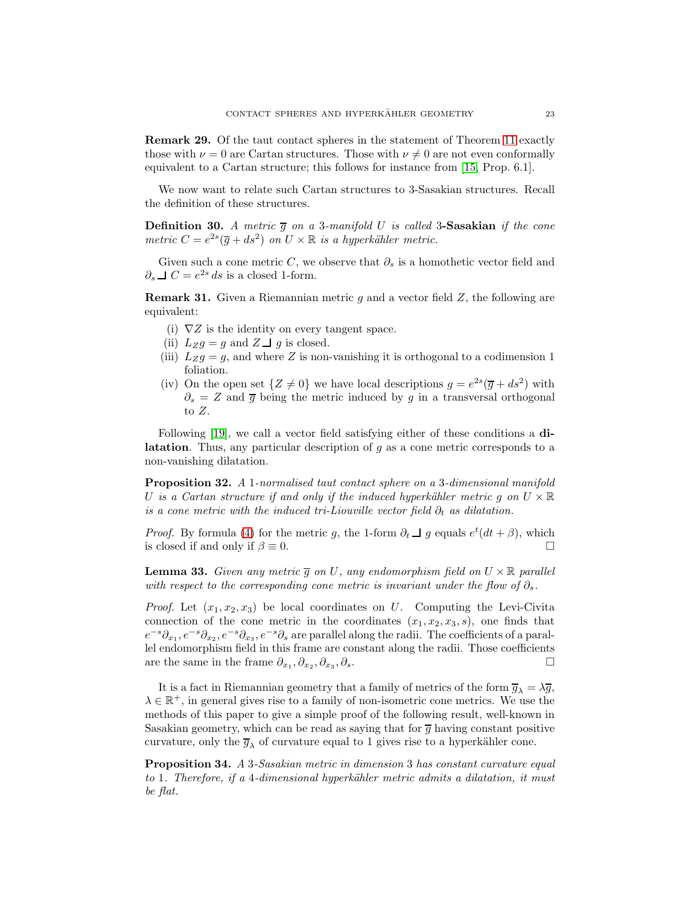**Remark 29.** Of the taut contact spheres in the statement of Theorem 11 exactly those with $\nu = 0$ are Cartan structures. Those with $\nu \neq 0$ are not even conformally equivalent to a Cartan structure; this follows for instance from [15, Prop. 6.1].

We now want to relate such Cartan structures to 3-Sasakian structures. Recall the definition of these structures.

**Definition 30.** *A metric $\overline{g}$ on a 3-manifold $U$ is called* **3-Sasakian** *if the cone metric $C = e^{2s}(\overline{g} + ds^2)$ on $U \times \mathbb{R}$ is a hyperkähler metric.*

Given such a cone metric $C$, we observe that $\partial_s$ is a homothetic vector field and $\partial_s \lrcorner\, C = e^{2s}\, ds$ is a closed 1-form.

**Remark 31.** Given a Riemannian metric $g$ and a vector field $Z$, the following are equivalent:

- (i) $\nabla Z$ is the identity on every tangent space.
- (ii) $L_Z g = g$ and $Z \lrcorner\, g$ is closed.
- (iii) $L_Z g = g$, and where $Z$ is non-vanishing it is orthogonal to a codimension 1 foliation.
- (iv) On the open set $\{Z \neq 0\}$ we have local descriptions $g = e^{2s}(\overline{g} + ds^2)$ with $\partial_s = Z$ and $\overline{g}$ being the metric induced by $g$ in a transversal orthogonal to $Z$.

Following [19], we call a vector field satisfying either of these conditions a **dilatation**. Thus, any particular description of $g$ as a cone metric corresponds to a non-vanishing dilatation.

**Proposition 32.** *A 1-normalised taut contact sphere on a 3-dimensional manifold $U$ is a Cartan structure if and only if the induced hyperkähler metric $g$ on $U \times \mathbb{R}$ is a cone metric with the induced tri-Liouville vector field $\partial_t$ as dilatation.*

*Proof.* By formula (4) for the metric $g$, the 1-form $\partial_t \lrcorner\, g$ equals $e^t(dt + \beta)$, which is closed if and only if $\beta \equiv 0$. □

**Lemma 33.** *Given any metric $\overline{g}$ on $U$, any endomorphism field on $U \times \mathbb{R}$ parallel with respect to the corresponding cone metric is invariant under the flow of $\partial_s$.*

*Proof.* Let $(x_1, x_2, x_3)$ be local coordinates on $U$. Computing the Levi-Civita connection of the cone metric in the coordinates $(x_1, x_2, x_3, s)$, one finds that $e^{-s}\partial_{x_1}, e^{-s}\partial_{x_2}, e^{-s}\partial_{x_3}, e^{-s}\partial_s$ are parallel along the radii. The coefficients of a parallel endomorphism field in this frame are constant along the radii. Those coefficients are the same in the frame $\partial_{x_1}, \partial_{x_2}, \partial_{x_3}, \partial_s$. □

It is a fact in Riemannian geometry that a family of metrics of the form $\overline{g}_\lambda = \lambda\overline{g}$, $\lambda \in \mathbb{R}^+$, in general gives rise to a family of non-isometric cone metrics. We use the methods of this paper to give a simple proof of the following result, well-known in Sasakian geometry, which can be read as saying that for $\overline{g}$ having constant positive curvature, only the $\overline{g}_\lambda$ of curvature equal to 1 gives rise to a hyperkähler cone.

**Proposition 34.** *A 3-Sasakian metric in dimension 3 has constant curvature equal to 1. Therefore, if a 4-dimensional hyperkähler metric admits a dilatation, it must be flat.*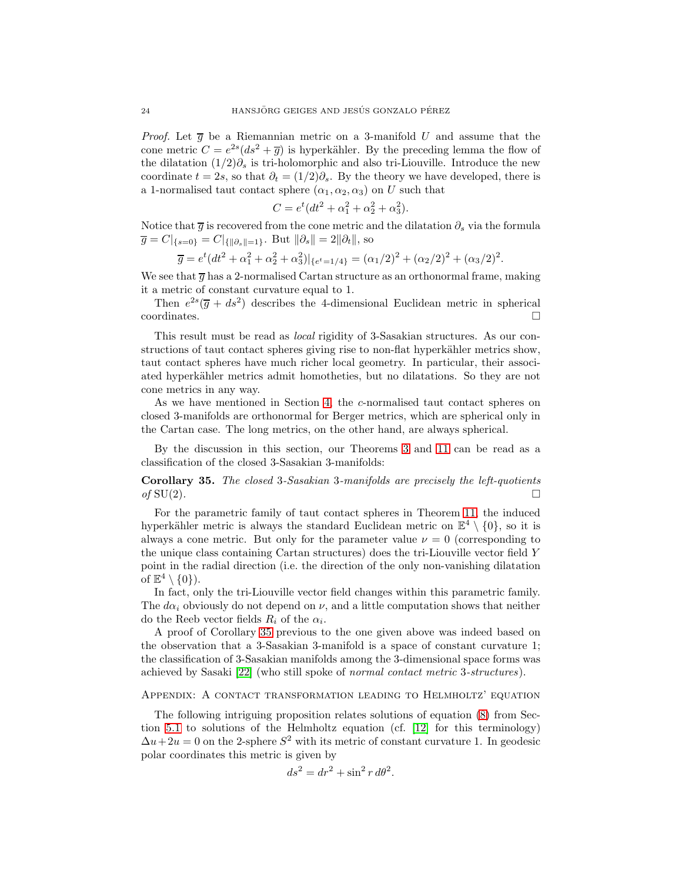*Proof.* Let $\overline{g}$ be a Riemannian metric on a 3-manifold $U$ and assume that the cone metric $C = e^{2s}(ds^2 + \overline{g})$ is hyperkähler. By the preceding lemma the flow of the dilatation $(1/2)\partial_s$ is tri-holomorphic and also tri-Liouville. Introduce the new coordinate $t = 2s$, so that $\partial_t = (1/2)\partial_s$. By the theory we have developed, there is a 1-normalised taut contact sphere $(\alpha_1, \alpha_2, \alpha_3)$ on $U$ such that

$$C = e^t(dt^2 + \alpha_1^2 + \alpha_2^2 + \alpha_3^2).$$

Notice that $\overline{g}$ is recovered from the cone metric and the dilatation $\partial_s$ via the formula $\overline{g} = C|_{\{s=0\}} = C|_{\{\|\partial_s\|=1\}}$. But $\|\partial_s\| = 2\|\partial_t\|$, so

$$\overline{g} = e^t(dt^2 + \alpha_1^2 + \alpha_2^2 + \alpha_3^2)|_{\{e^t=1/4\}} = (\alpha_1/2)^2 + (\alpha_2/2)^2 + (\alpha_3/2)^2.$$

We see that $\overline{g}$ has a 2-normalised Cartan structure as an orthonormal frame, making it a metric of constant curvature equal to 1.

Then $e^{2s}(\overline{g} + ds^2)$ describes the 4-dimensional Euclidean metric in spherical coordinates. □

This result must be read as *local* rigidity of 3-Sasakian structures. As our constructions of taut contact spheres giving rise to non-flat hyperkähler metrics show, taut contact spheres have much richer local geometry. In particular, their associated hyperkähler metrics admit homotheties, but no dilatations. So they are not cone metrics in any way.

As we have mentioned in Section 4, the $c$-normalised taut contact spheres on closed 3-manifolds are orthonormal for Berger metrics, which are spherical only in the Cartan case. The long metrics, on the other hand, are always spherical.

By the discussion in this section, our Theorems 3 and 11 can be read as a classification of the closed 3-Sasakian 3-manifolds:

**Corollary 35.** *The closed 3-Sasakian 3-manifolds are precisely the left-quotients of* $\mathrm{SU}(2)$. □

For the parametric family of taut contact spheres in Theorem 11, the induced hyperkähler metric is always the standard Euclidean metric on $\mathbb{E}^4 \setminus \{0\}$, so it is always a cone metric. But only for the parameter value $\nu = 0$ (corresponding to the unique class containing Cartan structures) does the tri-Liouville vector field $Y$ point in the radial direction (i.e. the direction of the only non-vanishing dilatation of $\mathbb{E}^4 \setminus \{0\}$).

In fact, only the tri-Liouville vector field changes within this parametric family. The $d\alpha_i$ obviously do not depend on $\nu$, and a little computation shows that neither do the Reeb vector fields $R_i$ of the $\alpha_i$.

A proof of Corollary 35 previous to the one given above was indeed based on the observation that a 3-Sasakian 3-manifold is a space of constant curvature 1; the classification of 3-Sasakian manifolds among the 3-dimensional space forms was achieved by Sasaki [22] (who still spoke of *normal contact metric* 3*-structures*).

## Appendix: A contact transformation leading to Helmholtz' equation

The following intriguing proposition relates solutions of equation (8) from Section 5.1 to solutions of the Helmholtz equation (cf. [12] for this terminology) $\Delta u + 2u = 0$ on the 2-sphere $S^2$ with its metric of constant curvature 1. In geodesic polar coordinates this metric is given by

$$ds^2 = dr^2 + \sin^2 r\, d\theta^2.$$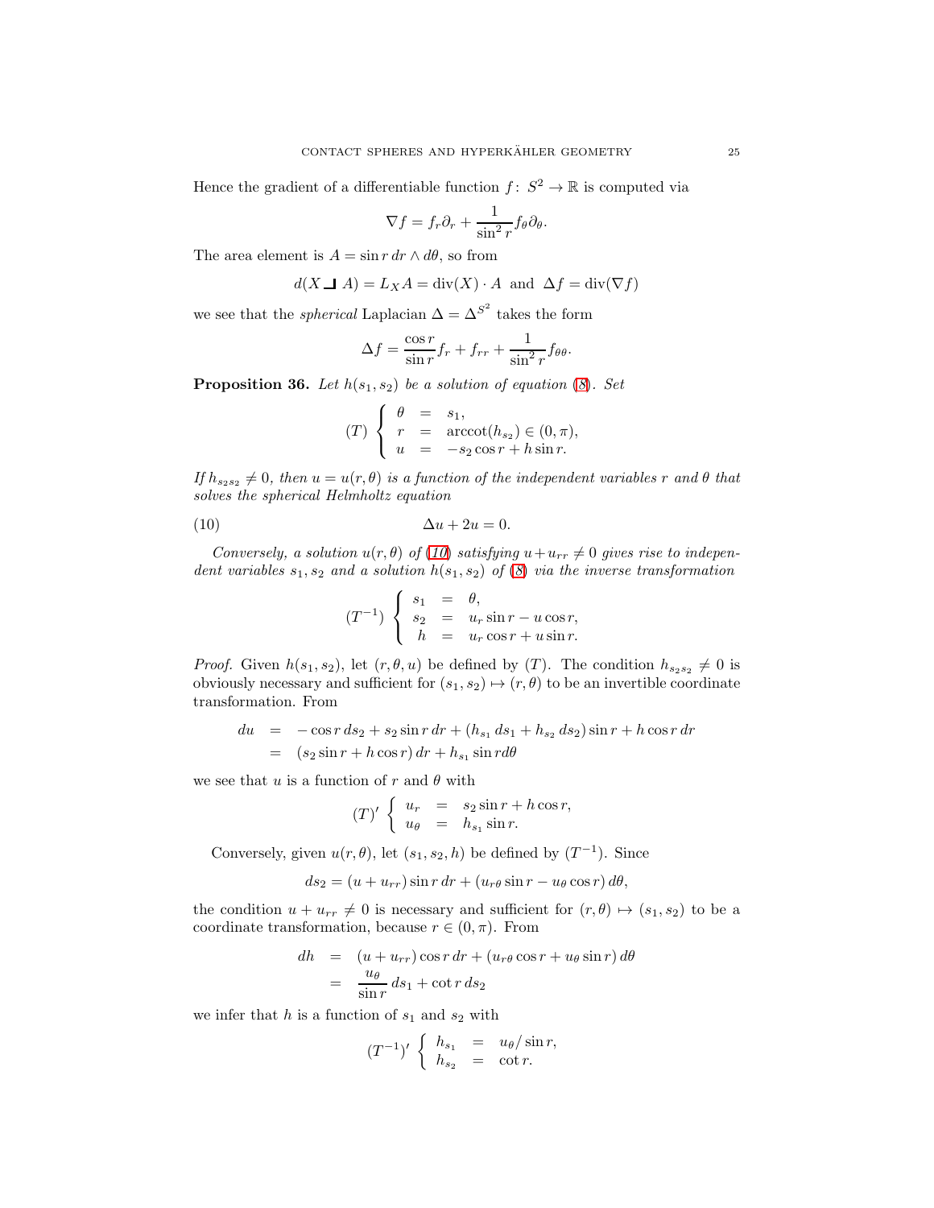Hence the gradient of a differentiable function $f\colon S^2 \to \mathbb{R}$ is computed via

$$\nabla f = f_r \partial_r + \frac{1}{\sin^2 r} f_\theta \partial_\theta.$$

The area element is $A = \sin r \, dr \wedge d\theta$, so from

$$d(X \lrcorner A) = L_X A = \operatorname{div}(X) \cdot A \quad \text{and} \quad \Delta f = \operatorname{div}(\nabla f)$$

we see that the *spherical* Laplacian $\Delta = \Delta^{S^2}$ takes the form

$$\Delta f = \frac{\cos r}{\sin r} f_r + f_{rr} + \frac{1}{\sin^2 r} f_{\theta\theta}.$$

**Proposition 36.** *Let $h(s_1, s_2)$ be a solution of equation (8). Set*

$$(T) \begin{cases} \theta &= s_1, \\ r &= \operatorname{arccot}(h_{s_2}) \in (0, \pi), \\ u &= -s_2 \cos r + h \sin r. \end{cases}$$

*If $h_{s_2 s_2} \neq 0$, then $u = u(r, \theta)$ is a function of the independent variables $r$ and $\theta$ that solves the spherical Helmholtz equation*

$$\Delta u + 2u = 0. \tag{10}$$

*Conversely, a solution $u(r, \theta)$ of (10) satisfying $u + u_{rr} \neq 0$ gives rise to independent variables $s_1, s_2$ and a solution $h(s_1, s_2)$ of (8) via the inverse transformation*

$$(T^{-1}) \begin{cases} s_1 &= \theta, \\ s_2 &= u_r \sin r - u \cos r, \\ h &= u_r \cos r + u \sin r. \end{cases}$$

*Proof.* Given $h(s_1, s_2)$, let $(r, \theta, u)$ be defined by $(T)$. The condition $h_{s_2 s_2} \neq 0$ is obviously necessary and sufficient for $(s_1, s_2) \mapsto (r, \theta)$ to be an invertible coordinate transformation. From

$$\begin{aligned} du &= -\cos r \, ds_2 + s_2 \sin r \, dr + (h_{s_1} ds_1 + h_{s_2} ds_2) \sin r + h \cos r \, dr \\ &= (s_2 \sin r + h \cos r) \, dr + h_{s_1} \sin r d\theta \end{aligned}$$

we see that $u$ is a function of $r$ and $\theta$ with

$$(T)' \begin{cases} u_r &= s_2 \sin r + h \cos r, \\ u_\theta &= h_{s_1} \sin r. \end{cases}$$

Conversely, given $u(r, \theta)$, let $(s_1, s_2, h)$ be defined by $(T^{-1})$. Since

$$ds_2 = (u + u_{rr}) \sin r \, dr + (u_{r\theta} \sin r - u_\theta \cos r) \, d\theta,$$

the condition $u + u_{rr} \neq 0$ is necessary and sufficient for $(r, \theta) \mapsto (s_1, s_2)$ to be a coordinate transformation, because $r \in (0, \pi)$. From

$$\begin{aligned} dh &= (u + u_{rr}) \cos r \, dr + (u_{r\theta} \cos r + u_\theta \sin r) \, d\theta \\ &= \frac{u_\theta}{\sin r} \, ds_1 + \cot r \, ds_2 \end{aligned}$$

we infer that $h$ is a function of $s_1$ and $s_2$ with

$$(T^{-1})' \begin{cases} h_{s_1} &= u_\theta / \sin r, \\ h_{s_2} &= \cot r. \end{cases}$$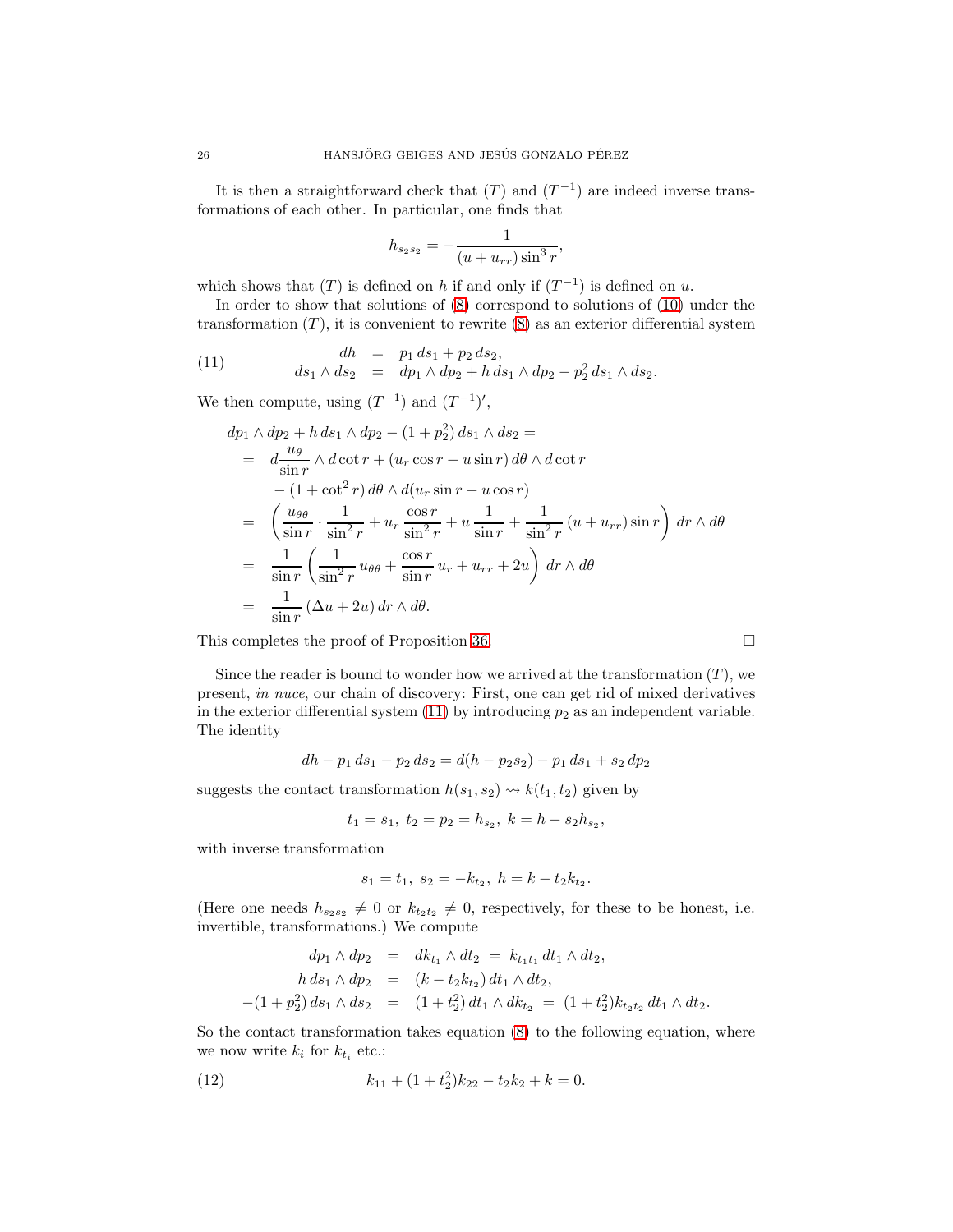It is then a straightforward check that $(T)$ and $(T^{-1})$ are indeed inverse transformations of each other. In particular, one finds that

$$h_{s_2s_2} = -\frac{1}{(u+u_{rr})\sin^3 r},$$

which shows that $(T)$ is defined on $h$ if and only if $(T^{-1})$ is defined on $u$.

In order to show that solutions of (8) correspond to solutions of (10) under the transformation $(T)$, it is convenient to rewrite (8) as an exterior differential system

$$\begin{array}{rcl} dh & = & p_1\, ds_1 + p_2\, ds_2, \\ ds_1\wedge ds_2 & = & dp_1\wedge dp_2 + h\, ds_1\wedge dp_2 - p_2^2\, ds_1\wedge ds_2. \end{array} \tag{11}$$

We then compute, using $(T^{-1})$ and $(T^{-1})'$,

$$\begin{aligned}
&dp_1\wedge dp_2 + h\, ds_1\wedge dp_2 - (1+p_2^2)\, ds_1\wedge ds_2 = \\
&= \; d\frac{u_\theta}{\sin r}\wedge d\cot r + (u_r\cos r + u\sin r)\, d\theta\wedge d\cot r \\
&\quad\; - (1+\cot^2 r)\, d\theta\wedge d(u_r\sin r - u\cos r) \\
&= \; \left(\frac{u_{\theta\theta}}{\sin r}\cdot\frac{1}{\sin^2 r} + u_r\,\frac{\cos r}{\sin^2 r} + u\,\frac{1}{\sin r} + \frac{1}{\sin^2 r}\,(u+u_{rr})\sin r\right)\, dr\wedge d\theta \\
&= \; \frac{1}{\sin r}\left(\frac{1}{\sin^2 r}\, u_{\theta\theta} + \frac{\cos r}{\sin r}\, u_r + u_{rr} + 2u\right)\, dr\wedge d\theta \\
&= \; \frac{1}{\sin r}\,(\Delta u + 2u)\, dr\wedge d\theta.
\end{aligned}$$

This completes the proof of Proposition 36. □

Since the reader is bound to wonder how we arrived at the transformation $(T)$, we present, *in nuce*, our chain of discovery: First, one can get rid of mixed derivatives in the exterior differential system (11) by introducing $p_2$ as an independent variable. The identity

$$dh - p_1\, ds_1 - p_2\, ds_2 = d(h - p_2 s_2) - p_1\, ds_1 + s_2\, dp_2$$

suggests the contact transformation $h(s_1,s_2) \rightsquigarrow k(t_1,t_2)$ given by

$$t_1 = s_1,\; t_2 = p_2 = h_{s_2},\; k = h - s_2 h_{s_2},$$

with inverse transformation

$$s_1 = t_1,\; s_2 = -k_{t_2},\; h = k - t_2 k_{t_2}.$$

(Here one needs $h_{s_2s_2}\neq 0$ or $k_{t_2t_2}\neq 0$, respectively, for these to be honest, i.e. invertible, transformations.) We compute

$$\begin{array}{rcl}
dp_1\wedge dp_2 & = & dk_{t_1}\wedge dt_2 \;=\; k_{t_1t_1}\, dt_1\wedge dt_2, \\
h\, ds_1\wedge dp_2 & = & (k - t_2 k_{t_2})\, dt_1\wedge dt_2, \\
-(1+p_2^2)\, ds_1\wedge ds_2 & = & (1+t_2^2)\, dt_1\wedge dk_{t_2} \;=\; (1+t_2^2)k_{t_2t_2}\, dt_1\wedge dt_2.
\end{array}$$

So the contact transformation takes equation (8) to the following equation, where we now write $k_i$ for $k_{t_i}$ etc.:

$$k_{11} + (1+t_2^2)k_{22} - t_2 k_2 + k = 0. \tag{12}$$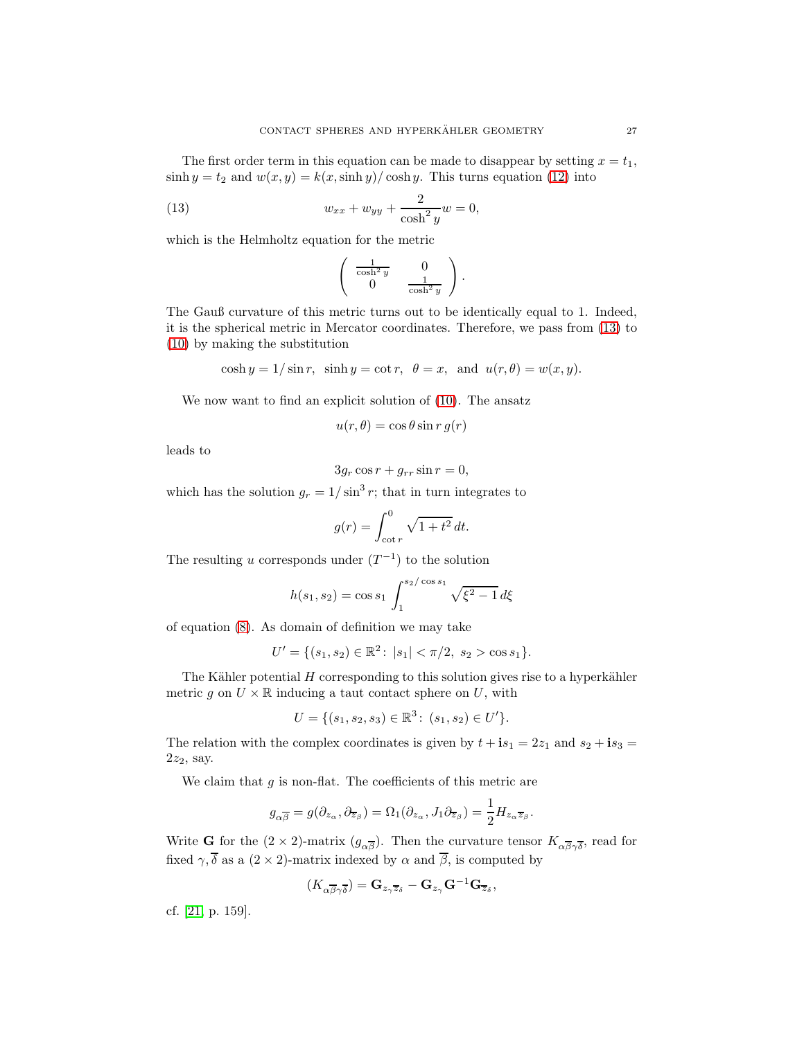The first order term in this equation can be made to disappear by setting $x = t_1$, $\sinh y = t_2$ and $w(x, y) = k(x, \sinh y)/\cosh y$. This turns equation (12) into

$$
w_{xx} + w_{yy} + \frac{2}{\cosh^2 y} w = 0, \tag{13}
$$

which is the Helmholtz equation for the metric

$$
\begin{pmatrix} \frac{1}{\cosh^2 y} & 0 \\ 0 & \frac{1}{\cosh^2 y} \end{pmatrix}.
$$

The Gauß curvature of this metric turns out to be identically equal to 1. Indeed, it is the spherical metric in Mercator coordinates. Therefore, we pass from (13) to (10) by making the substitution

$$
\cosh y = 1/\sin r, \;\; \sinh y = \cot r, \;\; \theta = x, \;\; \text{and} \;\; u(r, \theta) = w(x, y).
$$

We now want to find an explicit solution of (10). The ansatz

$$
u(r, \theta) = \cos\theta \sin r \, g(r)
$$

leads to

$$
3g_r \cos r + g_{rr} \sin r = 0,
$$

which has the solution $g_r = 1/\sin^3 r$; that in turn integrates to

$$
g(r) = \int_{\cot r}^{0} \sqrt{1 + t^2} \, dt.
$$

The resulting $u$ corresponds under $(T^{-1})$ to the solution

$$
h(s_1, s_2) = \cos s_1 \int_1^{s_2/\cos s_1} \sqrt{\xi^2 - 1} \, d\xi
$$

of equation (8). As domain of definition we may take

$$
U' = \{(s_1, s_2) \in \mathbb{R}^2 \colon \, |s_1| < \pi/2, \; s_2 > \cos s_1\}.
$$

The Kähler potential $H$ corresponding to this solution gives rise to a hyperkähler metric $g$ on $U \times \mathbb{R}$ inducing a taut contact sphere on $U$, with

$$
U = \{(s_1, s_2, s_3) \in \mathbb{R}^3 \colon \, (s_1, s_2) \in U'\}.
$$

The relation with the complex coordinates is given by $t + \mathbf{i}s_1 = 2z_1$ and $s_2 + \mathbf{i}s_3 = 2z_2$, say.

We claim that $g$ is non-flat. The coefficients of this metric are

$$
g_{\alpha\overline{\beta}} = g(\partial_{z_\alpha}, \partial_{\overline{z}_\beta}) = \Omega_1(\partial_{z_\alpha}, J_1 \partial_{\overline{z}_\beta}) = \frac{1}{2} H_{z_\alpha \overline{z}_\beta}.
$$

Write $\mathbf{G}$ for the $(2 \times 2)$-matrix $(g_{\alpha\overline{\beta}})$. Then the curvature tensor $K_{\alpha\overline{\beta}\gamma\overline{\delta}}$, read for fixed $\gamma, \overline{\delta}$ as a $(2 \times 2)$-matrix indexed by $\alpha$ and $\overline{\beta}$, is computed by

$$
(K_{\alpha\overline{\beta}\gamma\overline{\delta}}) = \mathbf{G}_{z_\gamma \overline{z}_\delta} - \mathbf{G}_{z_\gamma} \mathbf{G}^{-1} \mathbf{G}_{\overline{z}_\delta},
$$

cf. [21, p. 159].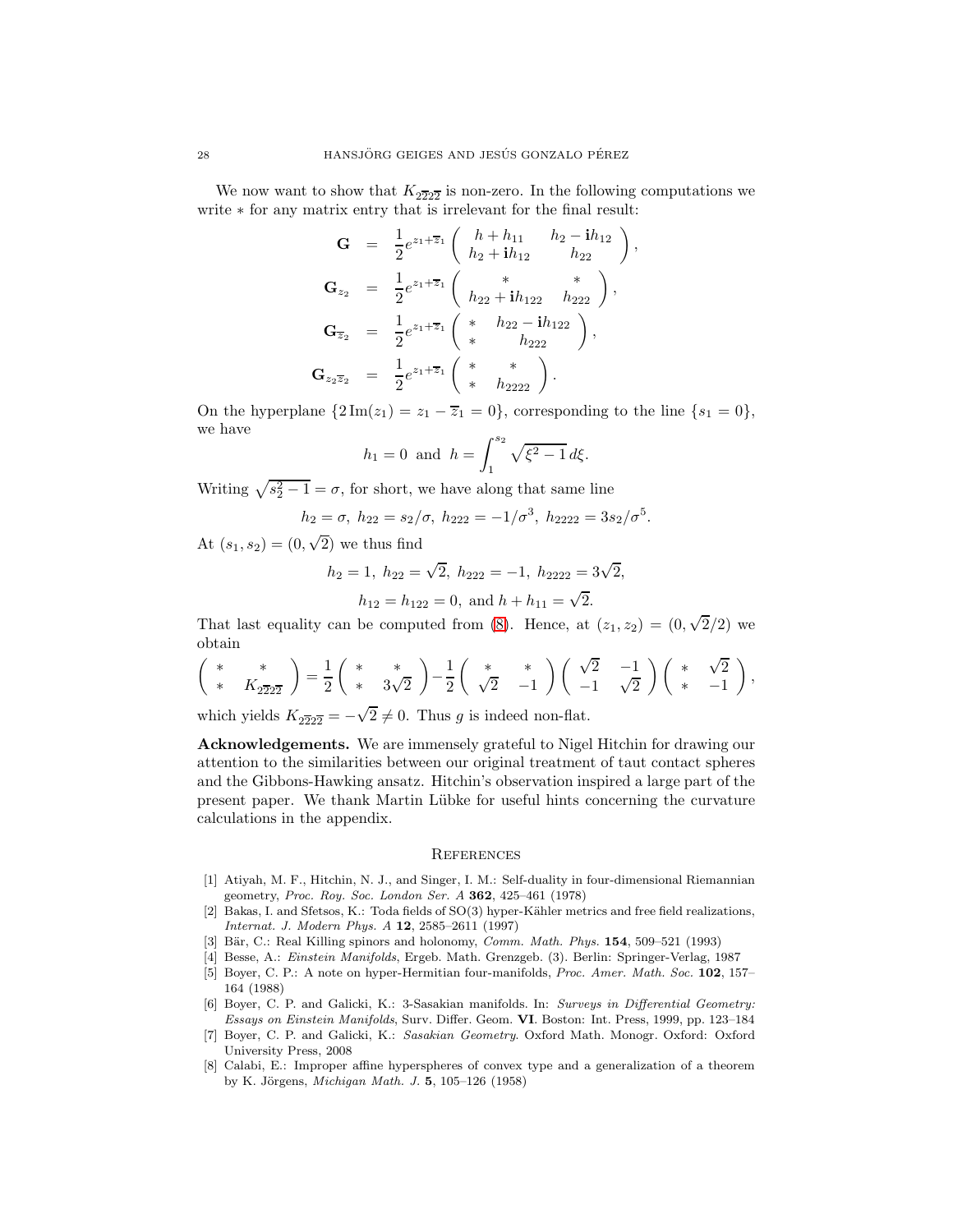We now want to show that $K_{2\overline{2}2\overline{2}}$ is non-zero. In the following computations we write $*$ for any matrix entry that is irrelevant for the final result:

$$
\begin{aligned}
\mathbf{G} &= \frac{1}{2}e^{z_1+\overline{z}_1}\begin{pmatrix} h+h_{11} & h_2-\mathbf{i}h_{12} \\ h_2+\mathbf{i}h_{12} & h_{22}\end{pmatrix},\\
\mathbf{G}_{z_2} &= \frac{1}{2}e^{z_1+\overline{z}_1}\begin{pmatrix} * & * \\ h_{22}+\mathbf{i}h_{122} & h_{222}\end{pmatrix},\\
\mathbf{G}_{\overline{z}_2} &= \frac{1}{2}e^{z_1+\overline{z}_1}\begin{pmatrix} * & h_{22}-\mathbf{i}h_{122} \\ * & h_{222}\end{pmatrix},\\
\mathbf{G}_{z_2\overline{z}_2} &= \frac{1}{2}e^{z_1+\overline{z}_1}\begin{pmatrix} * & * \\ * & h_{2222}\end{pmatrix}.
\end{aligned}
$$

On the hyperplane $\{2\,\mathrm{Im}(z_1) = z_1-\overline{z}_1 = 0\}$, corresponding to the line $\{s_1=0\}$, we have

$$
h_1 = 0 \ \text{ and } \ h = \int_1^{s_2}\sqrt{\xi^2-1}\,d\xi.
$$

Writing $\sqrt{s_2^2-1}=\sigma$, for short, we have along that same line

$$
h_2=\sigma,\ h_{22}=s_2/\sigma,\ h_{222}=-1/\sigma^3,\ h_{2222}=3s_2/\sigma^5.
$$

At $(s_1,s_2)=(0,\sqrt{2})$ we thus find

$$
h_2=1,\ h_{22}=\sqrt{2},\ h_{222}=-1,\ h_{2222}=3\sqrt{2},
$$

$$
h_{12}=h_{122}=0, \text{ and } h+h_{11}=\sqrt{2}.
$$

That last equality can be computed from (8). Hence, at $(z_1,z_2)=(0,\sqrt{2}/2)$ we obtain

$$
\begin{pmatrix} * & * \\ * & K_{2\overline{2}2\overline{2}}\end{pmatrix} = \frac{1}{2}\begin{pmatrix} * & * \\ * & 3\sqrt{2}\end{pmatrix} - \frac{1}{2}\begin{pmatrix} * & * \\ \sqrt{2} & -1\end{pmatrix}\begin{pmatrix} \sqrt{2} & -1 \\ -1 & \sqrt{2}\end{pmatrix}\begin{pmatrix} * & \sqrt{2} \\ * & -1\end{pmatrix},
$$

which yields $K_{2\overline{2}2\overline{2}}=-\sqrt{2}\neq 0$. Thus $g$ is indeed non-flat.

**Acknowledgements.** We are immensely grateful to Nigel Hitchin for drawing our attention to the similarities between our original treatment of taut contact spheres and the Gibbons-Hawking ansatz. Hitchin's observation inspired a large part of the present paper. We thank Martin Lübke for useful hints concerning the curvature calculations in the appendix.

## References

[1] Atiyah, M. F., Hitchin, N. J., and Singer, I. M.: Self-duality in four-dimensional Riemannian geometry, *Proc. Roy. Soc. London Ser. A* **362**, 425–461 (1978)

[2] Bakas, I. and Sfetsos, K.: Toda fields of SO(3) hyper-Kähler metrics and free field realizations, *Internat. J. Modern Phys. A* **12**, 2585–2611 (1997)

[3] Bär, C.: Real Killing spinors and holonomy, *Comm. Math. Phys.* **154**, 509–521 (1993)

[4] Besse, A.: *Einstein Manifolds*, Ergeb. Math. Grenzgeb. (3). Berlin: Springer-Verlag, 1987

[5] Boyer, C. P.: A note on hyper-Hermitian four-manifolds, *Proc. Amer. Math. Soc.* **102**, 157–164 (1988)

[6] Boyer, C. P. and Galicki, K.: 3-Sasakian manifolds. In: *Surveys in Differential Geometry: Essays on Einstein Manifolds*, Surv. Differ. Geom. **VI**. Boston: Int. Press, 1999, pp. 123–184

[7] Boyer, C. P. and Galicki, K.: *Sasakian Geometry*. Oxford Math. Monogr. Oxford: Oxford University Press, 2008

[8] Calabi, E.: Improper affine hyperspheres of convex type and a generalization of a theorem by K. Jörgens, *Michigan Math. J.* **5**, 105–126 (1958)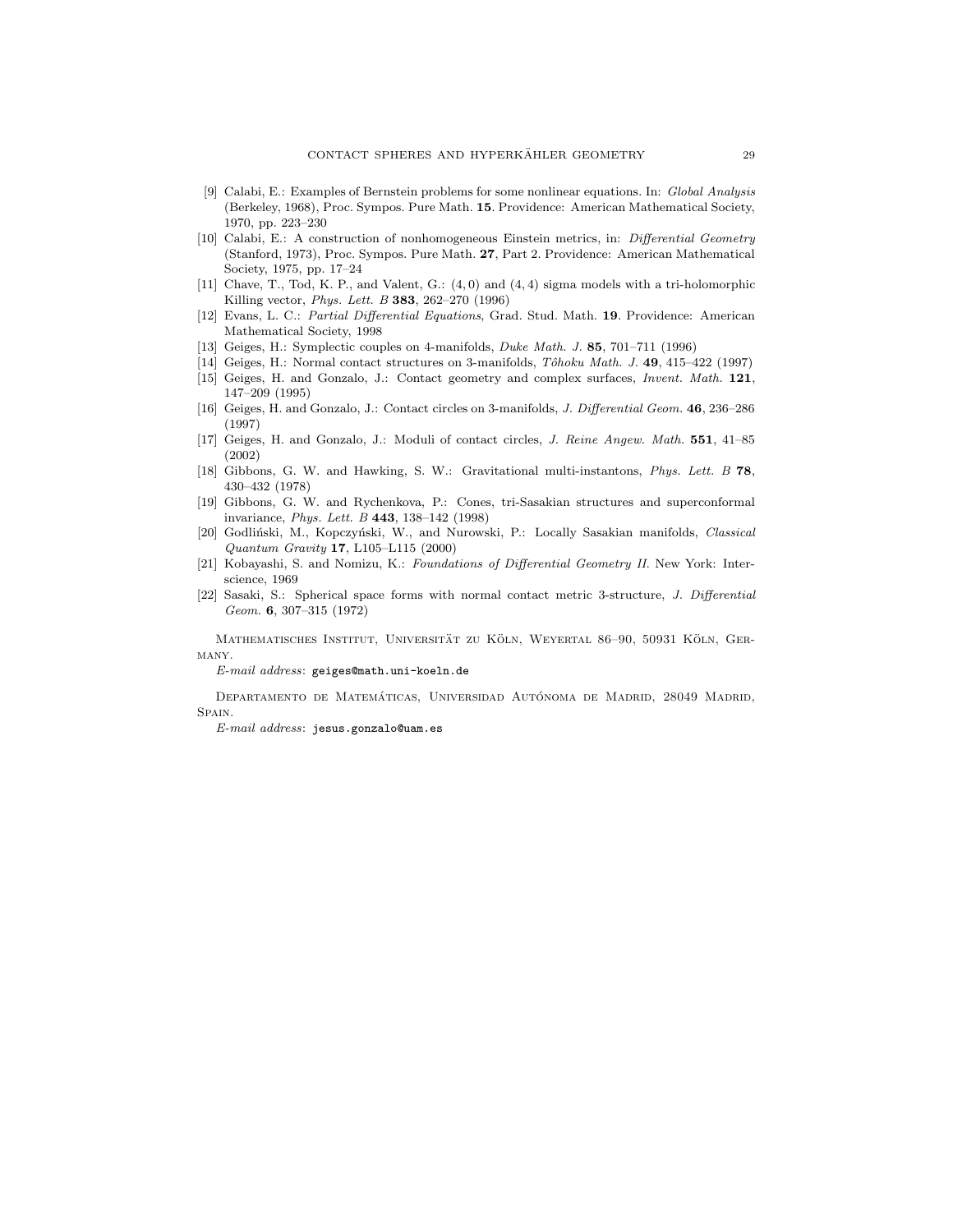[9] Calabi, E.: Examples of Bernstein problems for some nonlinear equations. In: *Global Analysis* (Berkeley, 1968), Proc. Sympos. Pure Math. **15**. Providence: American Mathematical Society, 1970, pp. 223–230

[10] Calabi, E.: A construction of nonhomogeneous Einstein metrics, in: *Differential Geometry* (Stanford, 1973), Proc. Sympos. Pure Math. **27**, Part 2. Providence: American Mathematical Society, 1975, pp. 17–24

[11] Chave, T., Tod, K. P., and Valent, G.: $(4,0)$ and $(4,4)$ sigma models with a tri-holomorphic Killing vector, *Phys. Lett. B* **383**, 262–270 (1996)

[12] Evans, L. C.: *Partial Differential Equations*, Grad. Stud. Math. **19**. Providence: American Mathematical Society, 1998

[13] Geiges, H.: Symplectic couples on 4-manifolds, *Duke Math. J.* **85**, 701–711 (1996)

[14] Geiges, H.: Normal contact structures on 3-manifolds, *Tôhoku Math. J.* **49**, 415–422 (1997)

[15] Geiges, H. and Gonzalo, J.: Contact geometry and complex surfaces, *Invent. Math.* **121**, 147–209 (1995)

[16] Geiges, H. and Gonzalo, J.: Contact circles on 3-manifolds, *J. Differential Geom.* **46**, 236–286 (1997)

[17] Geiges, H. and Gonzalo, J.: Moduli of contact circles, *J. Reine Angew. Math.* **551**, 41–85 (2002)

[18] Gibbons, G. W. and Hawking, S. W.: Gravitational multi-instantons, *Phys. Lett. B* **78**, 430–432 (1978)

[19] Gibbons, G. W. and Rychenkova, P.: Cones, tri-Sasakian structures and superconformal invariance, *Phys. Lett. B* **443**, 138–142 (1998)

[20] Godliński, M., Kopczyński, W., and Nurowski, P.: Locally Sasakian manifolds, *Classical Quantum Gravity* **17**, L105–L115 (2000)

[21] Kobayashi, S. and Nomizu, K.: *Foundations of Differential Geometry II*. New York: Interscience, 1969

[22] Sasaki, S.: Spherical space forms with normal contact metric 3-structure, *J. Differential Geom.* **6**, 307–315 (1972)

Mathematisches Institut, Universität zu Köln, Weyertal 86–90, 50931 Köln, Germany.

*E-mail address*: geiges@math.uni-koeln.de

Departamento de Matemáticas, Universidad Autónoma de Madrid, 28049 Madrid, Spain.

*E-mail address*: jesus.gonzalo@uam.es